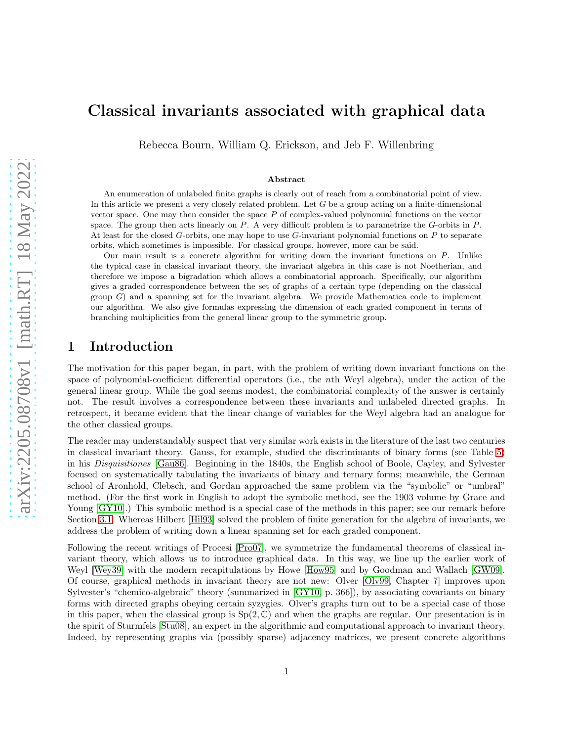# Classical invariants associated with graphical data

Rebecca Bourn, William Q. Erickson, and Jeb F. Willenbring

### Abstract

An enumeration of unlabeled finite graphs is clearly out of reach from a combinatorial point of view. In this article we present a very closely related problem. Let $G$ be a group acting on a finite-dimensional vector space. One may then consider the space $P$ of complex-valued polynomial functions on the vector space. The group then acts linearly on $P$. A very difficult problem is to parametrize the $G$-orbits in $P$. At least for the closed $G$-orbits, one may hope to use $G$-invariant polynomial functions on $P$ to separate orbits, which sometimes is impossible. For classical groups, however, more can be said.

Our main result is a concrete algorithm for writing down the invariant functions on $P$. Unlike the typical case in classical invariant theory, the invariant algebra in this case is not Noetherian, and therefore we impose a bigradation which allows a combinatorial approach. Specifically, our algorithm gives a graded correspondence between the set of graphs of a certain type (depending on the classical group $G$) and a spanning set for the invariant algebra. We provide Mathematica code to implement our algorithm. We also give formulas expressing the dimension of each graded component in terms of branching multiplicities from the general linear group to the symmetric group.

## 1 Introduction

The motivation for this paper began, in part, with the problem of writing down invariant functions on the space of polynomial-coefficient differential operators (i.e., the $n$th Weyl algebra), under the action of the general linear group. While the goal seems modest, the combinatorial complexity of the answer is certainly not. The result involves a correspondence between these invariants and unlabeled directed graphs. In retrospect, it became evident that the linear change of variables for the Weyl algebra had an analogue for the other classical groups.

The reader may understandably suspect that very similar work exists in the literature of the last two centuries in classical invariant theory. Gauss, for example, studied the discriminants of binary forms (see Table 5) in his *Disquisitiones* [Gau86]. Beginning in the 1840s, the English school of Boole, Cayley, and Sylvester focused on systematically tabulating the invariants of binary and ternary forms; meanwhile, the German school of Aronhold, Clebsch, and Gordan approached the same problem via the "symbolic" or "umbral" method. (For the first work in English to adopt the symbolic method, see the 1903 volume by Grace and Young [GY10].) This symbolic method is a special case of the methods in this paper; see our remark before Section 3.1. Whereas Hilbert [Hil93] solved the problem of finite generation for the algebra of invariants, we address the problem of writing down a linear spanning set for each graded component.

Following the recent writings of Procesi [Pro07], we symmetrize the fundamental theorems of classical invariant theory, which allows us to introduce graphical data. In this way, we line up the earlier work of Weyl [Wey39] with the modern recapitulations by Howe [How95] and by Goodman and Wallach [GW09]. Of course, graphical methods in invariant theory are not new: Olver [Olv99, Chapter 7] improves upon Sylvester's "chemico-algebraic" theory (summarized in [GY10, p. 366]), by associating covariants on binary forms with directed graphs obeying certain syzygies. Olver's graphs turn out to be a special case of those in this paper, when the classical group is $\mathrm{Sp}(2, \mathbb{C})$ and when the graphs are regular. Our presentation is in the spirit of Sturmfels [Stu08], an expert in the algorithmic and computational approach to invariant theory. Indeed, by representing graphs via (possibly sparse) adjacency matrices, we present concrete algorithms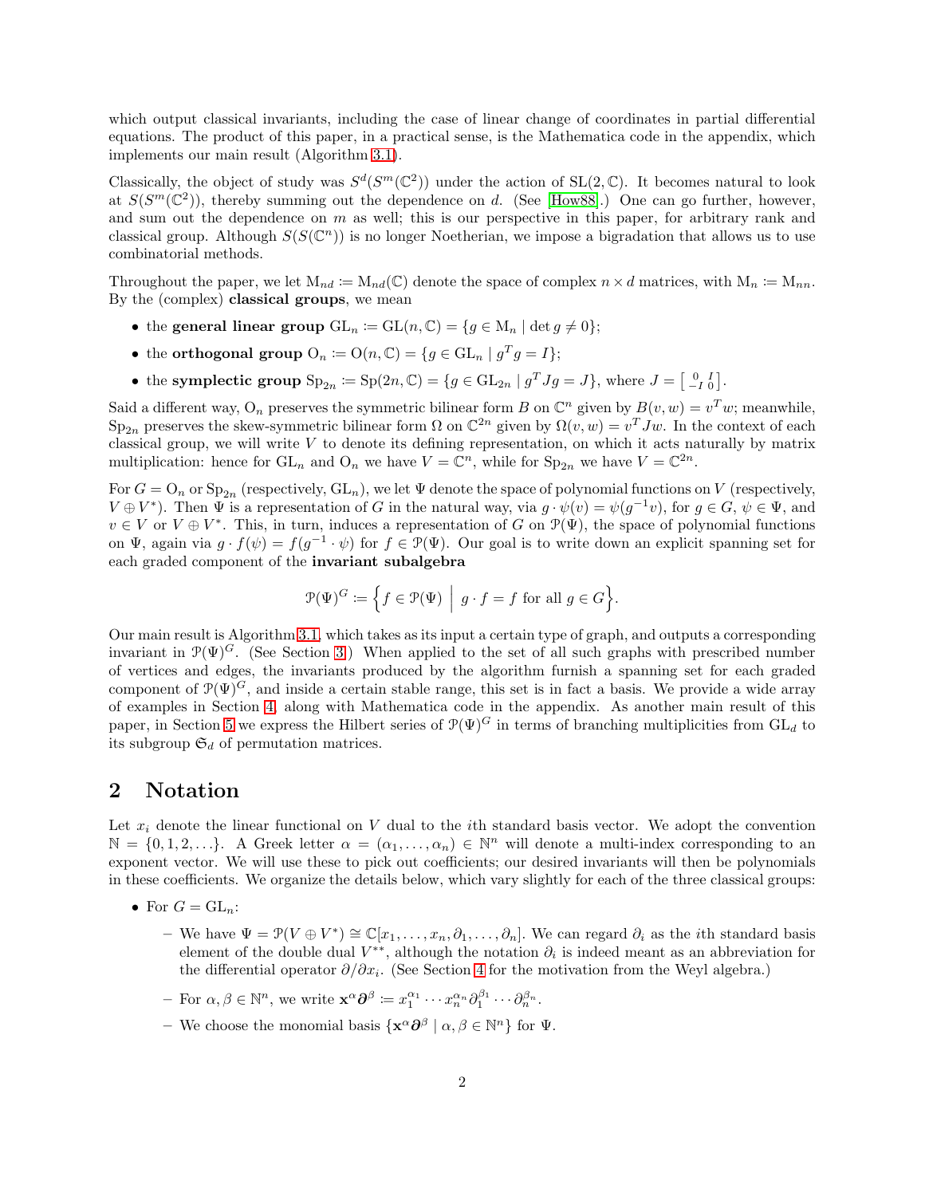which output classical invariants, including the case of linear change of coordinates in partial differential equations. The product of this paper, in a practical sense, is the Mathematica code in the appendix, which implements our main result (Algorithm 3.1).

Classically, the object of study was $S^d(S^m(\mathbb{C}^2))$ under the action of $\mathrm{SL}(2,\mathbb{C})$. It becomes natural to look at $S(S^m(\mathbb{C}^2))$, thereby summing out the dependence on $d$. (See [How88].) One can go further, however, and sum out the dependence on $m$ as well; this is our perspective in this paper, for arbitrary rank and classical group. Although $S(S(\mathbb{C}^n))$ is no longer Noetherian, we impose a bigradation that allows us to use combinatorial methods.

Throughout the paper, we let $\mathrm{M}_{nd} := \mathrm{M}_{nd}(\mathbb{C})$ denote the space of complex $n \times d$ matrices, with $\mathrm{M}_n := \mathrm{M}_{nn}$. By the (complex) **classical groups**, we mean

- the **general linear group** $\mathrm{GL}_n := \mathrm{GL}(n,\mathbb{C}) = \{g \in \mathrm{M}_n \mid \det g \neq 0\}$;
- the **orthogonal group** $\mathrm{O}_n := \mathrm{O}(n,\mathbb{C}) = \{g \in \mathrm{GL}_n \mid g^T g = I\}$;
- the **symplectic group** $\mathrm{Sp}_{2n} := \mathrm{Sp}(2n,\mathbb{C}) = \{g \in \mathrm{GL}_{2n} \mid g^T J g = J\}$, where $J = \left[\begin{smallmatrix} 0 & I \\ -I & 0 \end{smallmatrix}\right]$.

Said a different way, $\mathrm{O}_n$ preserves the symmetric bilinear form $B$ on $\mathbb{C}^n$ given by $B(v,w) = v^T w$; meanwhile, $\mathrm{Sp}_{2n}$ preserves the skew-symmetric bilinear form $\Omega$ on $\mathbb{C}^{2n}$ given by $\Omega(v,w) = v^T J w$. In the context of each classical group, we will write $V$ to denote its defining representation, on which it acts naturally by matrix multiplication: hence for $\mathrm{GL}_n$ and $\mathrm{O}_n$ we have $V = \mathbb{C}^n$, while for $\mathrm{Sp}_{2n}$ we have $V = \mathbb{C}^{2n}$.

For $G = \mathrm{O}_n$ or $\mathrm{Sp}_{2n}$ (respectively, $\mathrm{GL}_n$), we let $\Psi$ denote the space of polynomial functions on $V$ (respectively, $V \oplus V^*$). Then $\Psi$ is a representation of $G$ in the natural way, via $g \cdot \psi(v) = \psi(g^{-1}v)$, for $g \in G$, $\psi \in \Psi$, and $v \in V$ or $V \oplus V^*$. This, in turn, induces a representation of $G$ on $\mathcal{P}(\Psi)$, the space of polynomial functions on $\Psi$, again via $g \cdot f(\psi) = f(g^{-1} \cdot \psi)$ for $f \in \mathcal{P}(\Psi)$. Our goal is to write down an explicit spanning set for each graded component of the **invariant subalgebra**

$$\mathcal{P}(\Psi)^G := \Big\{ f \in \mathcal{P}(\Psi) \;\Big|\; g \cdot f = f \text{ for all } g \in G \Big\}.$$

Our main result is Algorithm 3.1, which takes as its input a certain type of graph, and outputs a corresponding invariant in $\mathcal{P}(\Psi)^G$. (See Section 3.) When applied to the set of all such graphs with prescribed number of vertices and edges, the invariants produced by the algorithm furnish a spanning set for each graded component of $\mathcal{P}(\Psi)^G$, and inside a certain stable range, this set is in fact a basis. We provide a wide array of examples in Section 4, along with Mathematica code in the appendix. As another main result of this paper, in Section 5 we express the Hilbert series of $\mathcal{P}(\Psi)^G$ in terms of branching multiplicities from $\mathrm{GL}_d$ to its subgroup $\mathfrak{S}_d$ of permutation matrices.

## 2 Notation

Let $x_i$ denote the linear functional on $V$ dual to the $i$th standard basis vector. We adopt the convention $\mathbb{N} = \{0,1,2,\ldots\}$. A Greek letter $\alpha = (\alpha_1,\ldots,\alpha_n) \in \mathbb{N}^n$ will denote a multi-index corresponding to an exponent vector. We will use these to pick out coefficients; our desired invariants will then be polynomials in these coefficients. We organize the details below, which vary slightly for each of the three classical groups:

- For $G = \mathrm{GL}_n$:
  - We have $\Psi = \mathcal{P}(V \oplus V^*) \cong \mathbb{C}[x_1,\ldots,x_n,\partial_1,\ldots,\partial_n]$. We can regard $\partial_i$ as the $i$th standard basis element of the double dual $V^{**}$, although the notation $\partial_i$ is indeed meant as an abbreviation for the differential operator $\partial/\partial x_i$. (See Section 4 for the motivation from the Weyl algebra.)
  - For $\alpha, \beta \in \mathbb{N}^n$, we write $\mathbf{x}^\alpha \boldsymbol{\partial}^\beta := x_1^{\alpha_1} \cdots x_n^{\alpha_n} \partial_1^{\beta_1} \cdots \partial_n^{\beta_n}$.
  - We choose the monomial basis $\{\mathbf{x}^\alpha \boldsymbol{\partial}^\beta \mid \alpha, \beta \in \mathbb{N}^n\}$ for $\Psi$.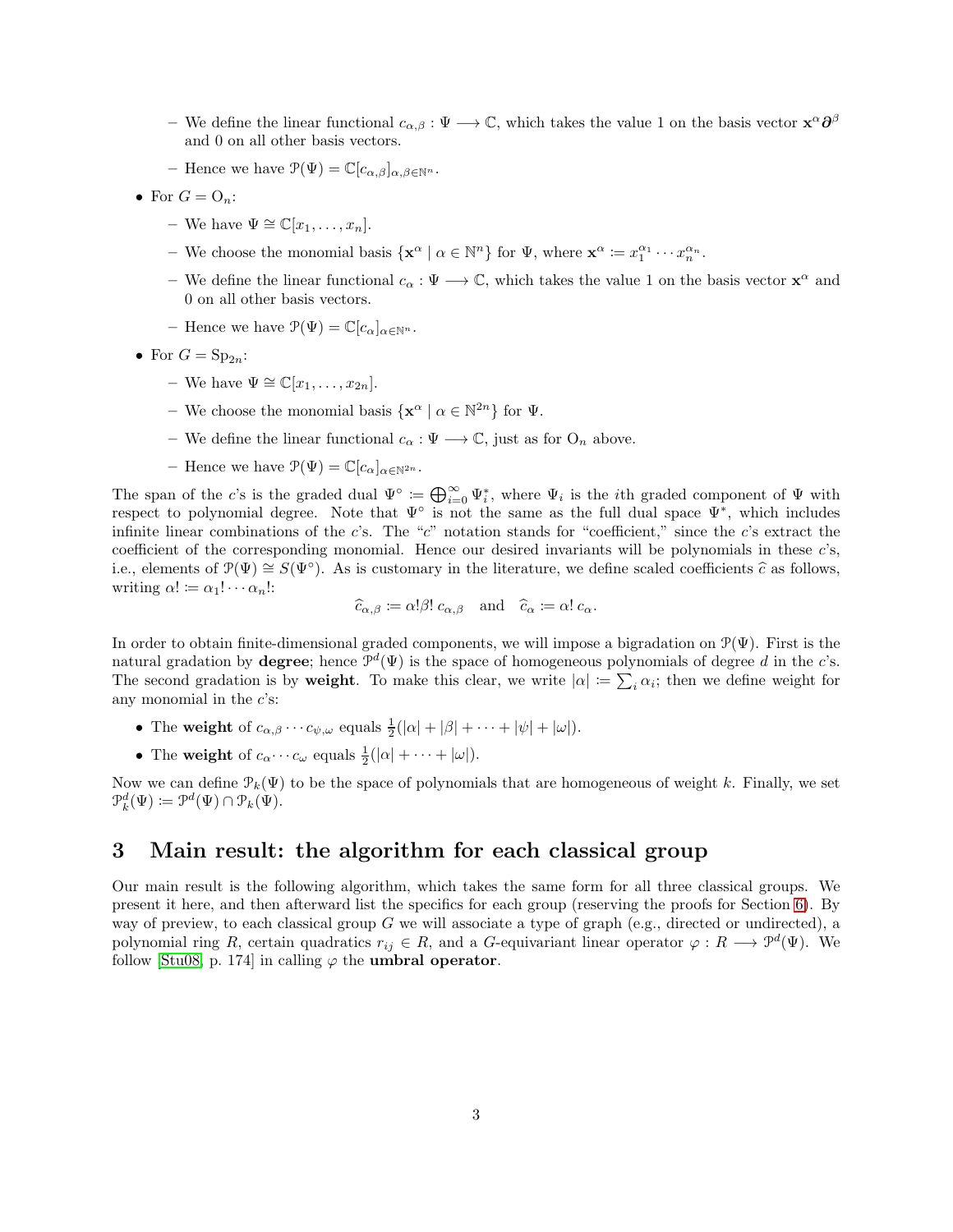- We define the linear functional $c_{\alpha,\beta} : \Psi \longrightarrow \mathbb{C}$, which takes the value 1 on the basis vector $\mathbf{x}^\alpha \boldsymbol{\partial}^\beta$ and 0 on all other basis vectors.
  - Hence we have $\mathcal{P}(\Psi) = \mathbb{C}[c_{\alpha,\beta}]_{\alpha,\beta \in \mathbb{N}^n}$.

- For $G = \mathrm{O}_n$:
  - We have $\Psi \cong \mathbb{C}[x_1, \ldots, x_n]$.
  - We choose the monomial basis $\{\mathbf{x}^\alpha \mid \alpha \in \mathbb{N}^n\}$ for $\Psi$, where $\mathbf{x}^\alpha := x_1^{\alpha_1} \cdots x_n^{\alpha_n}$.
  - We define the linear functional $c_\alpha : \Psi \longrightarrow \mathbb{C}$, which takes the value 1 on the basis vector $\mathbf{x}^\alpha$ and 0 on all other basis vectors.
  - Hence we have $\mathcal{P}(\Psi) = \mathbb{C}[c_\alpha]_{\alpha \in \mathbb{N}^n}$.

- For $G = \mathrm{Sp}_{2n}$:
  - We have $\Psi \cong \mathbb{C}[x_1, \ldots, x_{2n}]$.
  - We choose the monomial basis $\{\mathbf{x}^\alpha \mid \alpha \in \mathbb{N}^{2n}\}$ for $\Psi$.
  - We define the linear functional $c_\alpha : \Psi \longrightarrow \mathbb{C}$, just as for $\mathrm{O}_n$ above.
  - Hence we have $\mathcal{P}(\Psi) = \mathbb{C}[c_\alpha]_{\alpha \in \mathbb{N}^{2n}}$.

The span of the $c$'s is the graded dual $\Psi^\circ := \bigoplus_{i=0}^{\infty} \Psi_i^*$, where $\Psi_i$ is the $i$th graded component of $\Psi$ with respect to polynomial degree. Note that $\Psi^\circ$ is not the same as the full dual space $\Psi^*$, which includes infinite linear combinations of the $c$'s. The "$c$" notation stands for "coefficient," since the $c$'s extract the coefficient of the corresponding monomial. Hence our desired invariants will be polynomials in these $c$'s, i.e., elements of $\mathcal{P}(\Psi) \cong S(\Psi^\circ)$. As is customary in the literature, we define scaled coefficients $\widehat{c}$ as follows, writing $\alpha! := \alpha_1! \cdots \alpha_n!$:

$$\widehat{c}_{\alpha,\beta} := \alpha!\beta!\, c_{\alpha,\beta} \quad \text{and} \quad \widehat{c}_\alpha := \alpha!\, c_\alpha.$$

In order to obtain finite-dimensional graded components, we will impose a bigradation on $\mathcal{P}(\Psi)$. First is the natural gradation by **degree**; hence $\mathcal{P}^d(\Psi)$ is the space of homogeneous polynomials of degree $d$ in the $c$'s. The second gradation is by **weight**. To make this clear, we write $|\alpha| := \sum_i \alpha_i$; then we define weight for any monomial in the $c$'s:

- The **weight** of $c_{\alpha,\beta} \cdots c_{\psi,\omega}$ equals $\frac{1}{2}(|\alpha| + |\beta| + \cdots + |\psi| + |\omega|)$.
- The **weight** of $c_\alpha \cdots c_\omega$ equals $\frac{1}{2}(|\alpha| + \cdots + |\omega|)$.

Now we can define $\mathcal{P}_k(\Psi)$ to be the space of polynomials that are homogeneous of weight $k$. Finally, we set $\mathcal{P}_k^d(\Psi) := \mathcal{P}^d(\Psi) \cap \mathcal{P}_k(\Psi)$.

# 3 Main result: the algorithm for each classical group

Our main result is the following algorithm, which takes the same form for all three classical groups. We present it here, and then afterward list the specifics for each group (reserving the proofs for Section 6). By way of preview, to each classical group $G$ we will associate a type of graph (e.g., directed or undirected), a polynomial ring $R$, certain quadratics $r_{ij} \in R$, and a $G$-equivariant linear operator $\varphi : R \longrightarrow \mathcal{P}^d(\Psi)$. We follow [Stu08, p. 174] in calling $\varphi$ the **umbral operator**.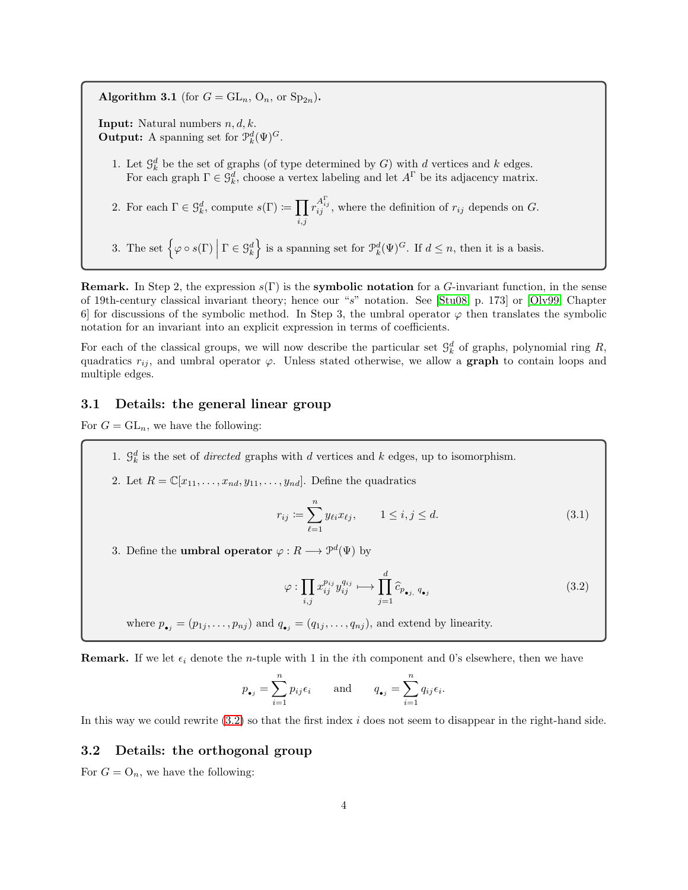**Algorithm 3.1** (for $G = \mathrm{GL}_n$, $\mathrm{O}_n$, or $\mathrm{Sp}_{2n}$).

**Input:** Natural numbers $n, d, k$.
**Output:** A spanning set for $\mathcal{P}^d_k(\Psi)^G$.

1. Let $\mathcal{G}^d_k$ be the set of graphs (of type determined by $G$) with $d$ vertices and $k$ edges. For each graph $\Gamma \in \mathcal{G}^d_k$, choose a vertex labeling and let $A^\Gamma$ be its adjacency matrix.
2. For each $\Gamma \in \mathcal{G}^d_k$, compute $s(\Gamma) \coloneqq \prod_{i,j} r_{ij}^{A^\Gamma_{ij}}$, where the definition of $r_{ij}$ depends on $G$.
3. The set $\left\{ \varphi \circ s(\Gamma) \,\middle|\, \Gamma \in \mathcal{G}^d_k \right\}$ is a spanning set for $\mathcal{P}^d_k(\Psi)^G$. If $d \leq n$, then it is a basis.

**Remark.** In Step 2, the expression $s(\Gamma)$ is the **symbolic notation** for a $G$-invariant function, in the sense of 19th-century classical invariant theory; hence our "$s$" notation. See [Stu08, p. 173] or [Olv99, Chapter 6] for discussions of the symbolic method. In Step 3, the umbral operator $\varphi$ then translates the symbolic notation for an invariant into an explicit expression in terms of coefficients.

For each of the classical groups, we will now describe the particular set $\mathcal{G}^d_k$ of graphs, polynomial ring $R$, quadratics $r_{ij}$, and umbral operator $\varphi$. Unless stated otherwise, we allow a **graph** to contain loops and multiple edges.

## 3.1 Details: the general linear group

For $G = \mathrm{GL}_n$, we have the following:

1. $\mathcal{G}^d_k$ is the set of *directed* graphs with $d$ vertices and $k$ edges, up to isomorphism.
2. Let $R = \mathbb{C}[x_{11}, \ldots, x_{nd}, y_{11}, \ldots, y_{nd}]$. Define the quadratics
$$r_{ij} \coloneqq \sum_{\ell=1}^{n} y_{\ell i} x_{\ell j}, \qquad 1 \leq i, j \leq d. \tag{3.1}$$
3. Define the **umbral operator** $\varphi : R \longrightarrow \mathcal{P}^d(\Psi)$ by
$$\varphi : \prod_{i,j} x_{ij}^{p_{ij}} y_{ij}^{q_{ij}} \longmapsto \prod_{j=1}^{d} \widehat{c}_{p_{\bullet j},\, q_{\bullet j}} \tag{3.2}$$
where $p_{\bullet j} = (p_{1j}, \ldots, p_{nj})$ and $q_{\bullet j} = (q_{1j}, \ldots, q_{nj})$, and extend by linearity.

**Remark.** If we let $\epsilon_i$ denote the $n$-tuple with 1 in the $i$th component and 0's elsewhere, then we have
$$p_{\bullet j} = \sum_{i=1}^{n} p_{ij} \epsilon_i \qquad \text{and} \qquad q_{\bullet j} = \sum_{i=1}^{n} q_{ij} \epsilon_i.$$
In this way we could rewrite (3.2) so that the first index $i$ does not seem to disappear in the right-hand side.

## 3.2 Details: the orthogonal group

For $G = \mathrm{O}_n$, we have the following: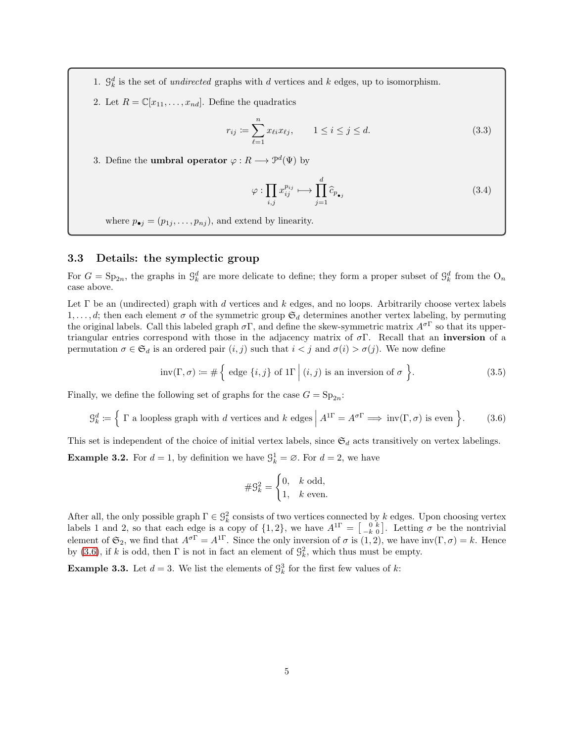1. $\mathcal{G}_k^d$ is the set of *undirected* graphs with $d$ vertices and $k$ edges, up to isomorphism.
2. Let $R = \mathbb{C}[x_{11}, \ldots, x_{nd}]$. Define the quadratics

$$r_{ij} := \sum_{\ell=1}^{n} x_{\ell i} x_{\ell j}, \qquad 1 \leq i \leq j \leq d. \tag{3.3}$$

3. Define the **umbral operator** $\varphi : R \longrightarrow \mathcal{P}^d(\Psi)$ by

$$\varphi : \prod_{i,j} x_{ij}^{p_{ij}} \longmapsto \prod_{j=1}^{d} \widehat{c}_{p_{\bullet j}} \tag{3.4}$$

where $p_{\bullet j} = (p_{1j}, \ldots, p_{nj})$, and extend by linearity.

### 3.3 Details: the symplectic group

For $G = \mathrm{Sp}_{2n}$, the graphs in $\mathcal{G}_k^d$ are more delicate to define; they form a proper subset of $\mathcal{G}_k^d$ from the $\mathrm{O}_n$ case above.

Let $\Gamma$ be an (undirected) graph with $d$ vertices and $k$ edges, and no loops. Arbitrarily choose vertex labels $1, \ldots, d$; then each element $\sigma$ of the symmetric group $\mathfrak{S}_d$ determines another vertex labeling, by permuting the original labels. Call this labeled graph $\sigma\Gamma$, and define the skew-symmetric matrix $A^{\sigma\Gamma}$ so that its upper-triangular entries correspond with those in the adjacency matrix of $\sigma\Gamma$. Recall that an **inversion** of a permutation $\sigma \in \mathfrak{S}_d$ is an ordered pair $(i, j)$ such that $i < j$ and $\sigma(i) > \sigma(j)$. We now define

$$\mathrm{inv}(\Gamma, \sigma) := \#\left\{ \text{ edge } \{i,j\} \text{ of } 1\Gamma \;\middle|\; (i,j) \text{ is an inversion of } \sigma \right\}. \tag{3.5}$$

Finally, we define the following set of graphs for the case $G = \mathrm{Sp}_{2n}$:

$$\mathcal{G}_k^d := \left\{ \Gamma \text{ a loopless graph with } d \text{ vertices and } k \text{ edges} \;\middle|\; A^{1\Gamma} = A^{\sigma\Gamma} \implies \mathrm{inv}(\Gamma, \sigma) \text{ is even} \right\}. \tag{3.6}$$

This set is independent of the choice of initial vertex labels, since $\mathfrak{S}_d$ acts transitively on vertex labelings.

**Example 3.2.** For $d = 1$, by definition we have $\mathcal{G}_k^1 = \varnothing$. For $d = 2$, we have

$$\#\mathcal{G}_k^2 = \begin{cases} 0, & k \text{ odd}, \\ 1, & k \text{ even}. \end{cases}$$

After all, the only possible graph $\Gamma \in \mathcal{G}_k^2$ consists of two vertices connected by $k$ edges. Upon choosing vertex labels 1 and 2, so that each edge is a copy of $\{1, 2\}$, we have $A^{1\Gamma} = \left[\begin{smallmatrix} 0 & k \\ -k & 0 \end{smallmatrix}\right]$. Letting $\sigma$ be the nontrivial element of $\mathfrak{S}_2$, we find that $A^{\sigma\Gamma} = A^{1\Gamma}$. Since the only inversion of $\sigma$ is $(1, 2)$, we have $\mathrm{inv}(\Gamma, \sigma) = k$. Hence by (3.6), if $k$ is odd, then $\Gamma$ is not in fact an element of $\mathcal{G}_k^2$, which thus must be empty.

**Example 3.3.** Let $d = 3$. We list the elements of $\mathcal{G}_k^3$ for the first few values of $k$: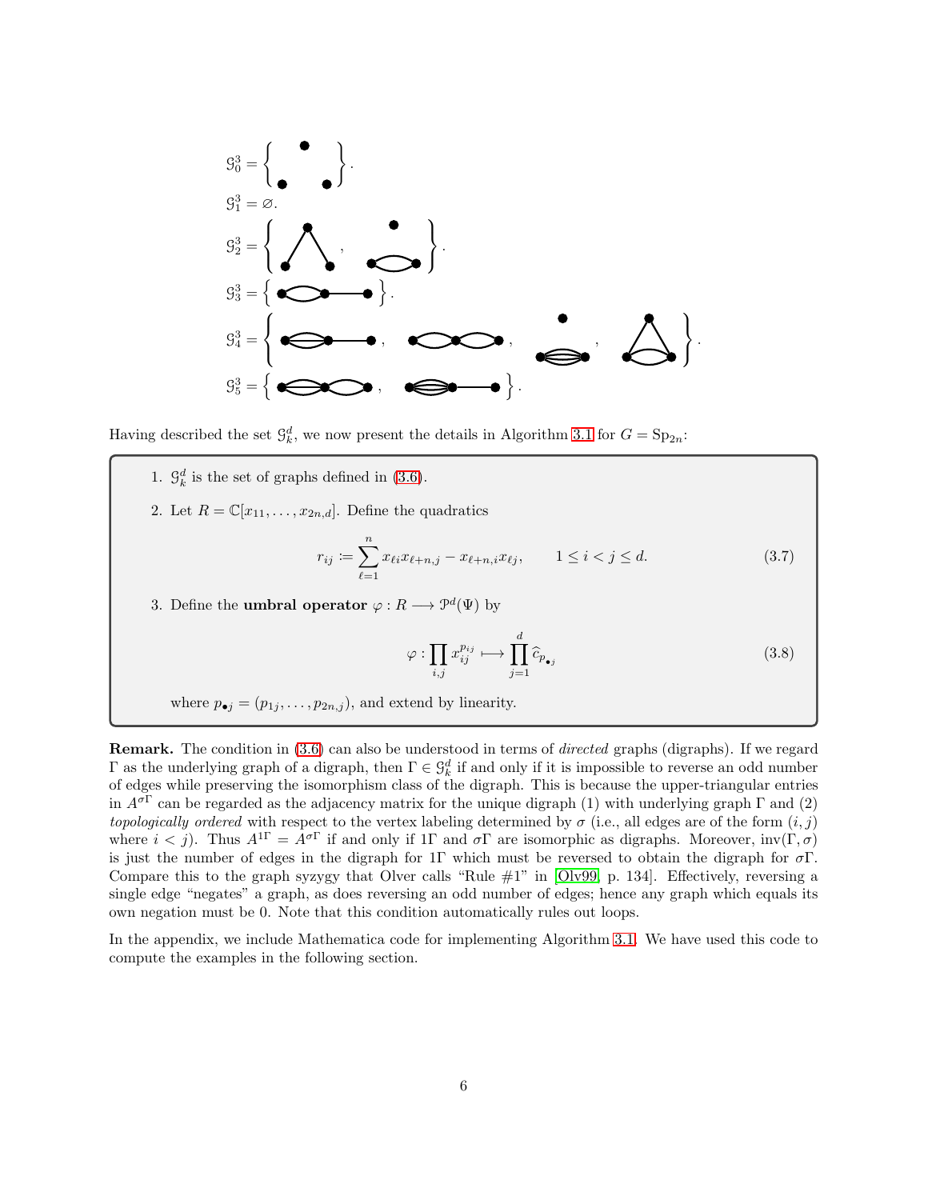$\mathcal{G}_0^3 = \{ \ldots \}$.

$\mathcal{G}_1^3 = \varnothing$.

$\mathcal{G}_2^3 = \{ \ldots, \ldots \}$.

$\mathcal{G}_3^3 = \{ \ldots \}$.

$\mathcal{G}_4^3 = \{ \ldots, \ldots, \ldots, \ldots \}$.

$\mathcal{G}_5^3 = \{ \ldots, \ldots \}$.

Having described the set $\mathcal{G}_k^d$, we now present the details in Algorithm 3.1 for $G = \mathrm{Sp}_{2n}$:

1. $\mathcal{G}_k^d$ is the set of graphs defined in (3.6).
2. Let $R = \mathbb{C}[x_{11}, \ldots, x_{2n,d}]$. Define the quadratics
$$r_{ij} := \sum_{\ell=1}^{n} x_{\ell i} x_{\ell+n,j} - x_{\ell+n,i} x_{\ell j}, \qquad 1 \leq i < j \leq d. \tag{3.7}$$
3. Define the **umbral operator** $\varphi : R \longrightarrow \mathcal{P}^d(\Psi)$ by
$$\varphi : \prod_{i,j} x_{ij}^{p_{ij}} \longmapsto \prod_{j=1}^{d} \widehat{c}_{p_{\bullet j}} \tag{3.8}$$
where $p_{\bullet j} = (p_{1j}, \ldots, p_{2n,j})$, and extend by linearity.

**Remark.** The condition in (3.6) can also be understood in terms of *directed* graphs (digraphs). If we regard $\Gamma$ as the underlying graph of a digraph, then $\Gamma \in \mathcal{G}_k^d$ if and only if it is impossible to reverse an odd number of edges while preserving the isomorphism class of the digraph. This is because the upper-triangular entries in $A^{\sigma\Gamma}$ can be regarded as the adjacency matrix for the unique digraph (1) with underlying graph $\Gamma$ and (2) *topologically ordered* with respect to the vertex labeling determined by $\sigma$ (i.e., all edges are of the form $(i,j)$ where $i < j$). Thus $A^{1\Gamma} = A^{\sigma\Gamma}$ if and only if $1\Gamma$ and $\sigma\Gamma$ are isomorphic as digraphs. Moreover, $\mathrm{inv}(\Gamma, \sigma)$ is just the number of edges in the digraph for $1\Gamma$ which must be reversed to obtain the digraph for $\sigma\Gamma$. Compare this to the graph syzygy that Olver calls "Rule #1" in [Olv99, p. 134]. Effectively, reversing a single edge "negates" a graph, as does reversing an odd number of edges; hence any graph which equals its own negation must be 0. Note that this condition automatically rules out loops.

In the appendix, we include Mathematica code for implementing Algorithm 3.1. We have used this code to compute the examples in the following section.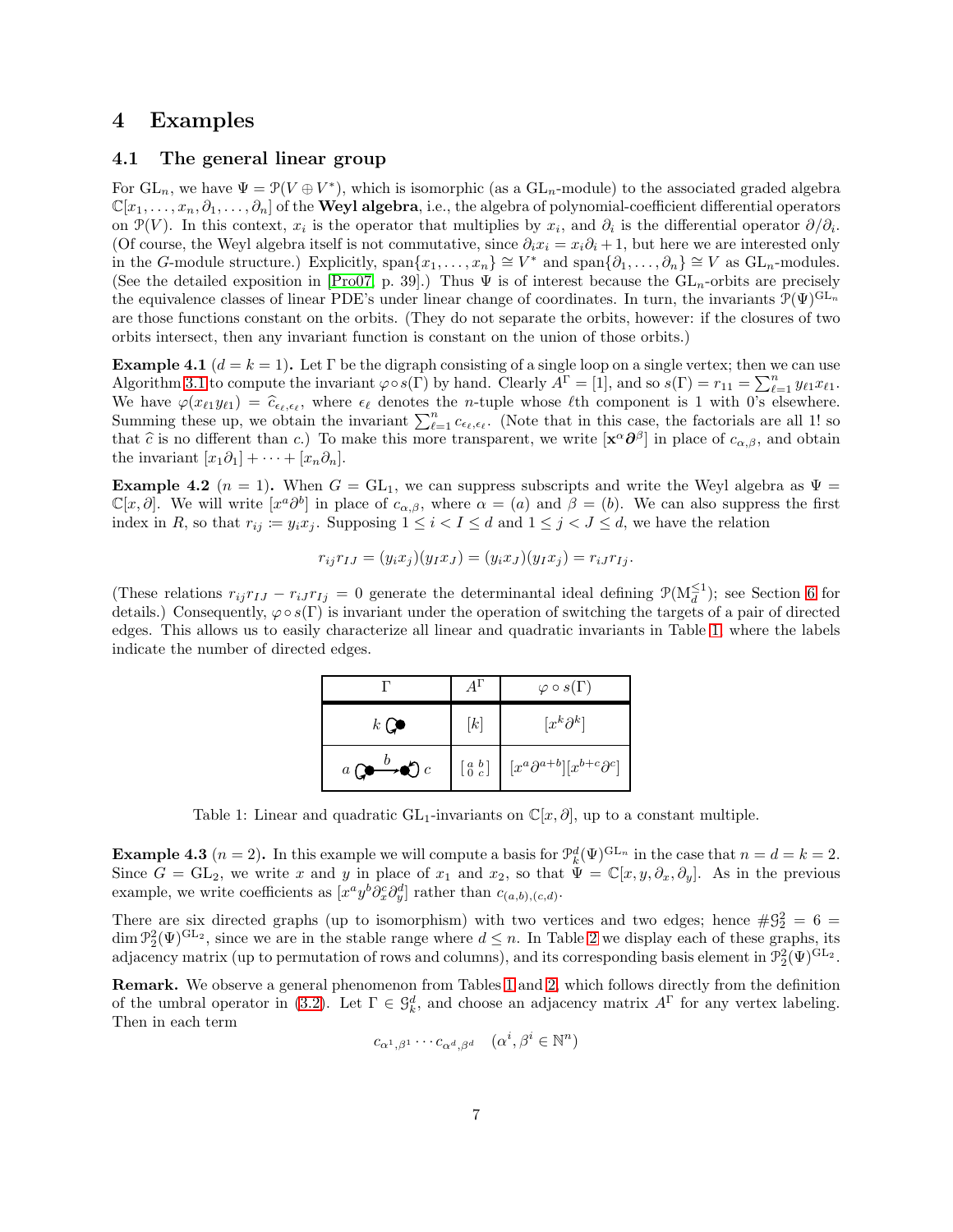# 4 Examples

## 4.1 The general linear group

For $\mathrm{GL}_n$, we have $\Psi = \mathcal{P}(V \oplus V^*)$, which is isomorphic (as a $\mathrm{GL}_n$-module) to the associated graded algebra $\mathbb{C}[x_1, \ldots, x_n, \partial_1, \ldots, \partial_n]$ of the **Weyl algebra**, i.e., the algebra of polynomial-coefficient differential operators on $\mathcal{P}(V)$. In this context, $x_i$ is the operator that multiplies by $x_i$, and $\partial_i$ is the differential operator $\partial/\partial_i$. (Of course, the Weyl algebra itself is not commutative, since $\partial_i x_i = x_i \partial_i + 1$, but here we are interested only in the $G$-module structure.) Explicitly, $\operatorname{span}\{x_1, \ldots, x_n\} \cong V^*$ and $\operatorname{span}\{\partial_1, \ldots, \partial_n\} \cong V$ as $\mathrm{GL}_n$-modules. (See the detailed exposition in [Pro07, p. 39].) Thus $\Psi$ is of interest because the $\mathrm{GL}_n$-orbits are precisely the equivalence classes of linear PDE's under linear change of coordinates. In turn, the invariants $\mathcal{P}(\Psi)^{\mathrm{GL}_n}$ are those functions constant on the orbits. (They do not separate the orbits, however: if the closures of two orbits intersect, then any invariant function is constant on the union of those orbits.)

**Example 4.1** ($d = k = 1$)**.** Let $\Gamma$ be the digraph consisting of a single loop on a single vertex; then we can use Algorithm 3.1 to compute the invariant $\varphi \circ s(\Gamma)$ by hand. Clearly $A^\Gamma = [1]$, and so $s(\Gamma) = r_{11} = \sum_{\ell=1}^n y_{\ell 1} x_{\ell 1}$. We have $\varphi(x_{\ell 1} y_{\ell 1}) = \widehat{c}_{\epsilon_\ell, \epsilon_\ell}$, where $\epsilon_\ell$ denotes the $n$-tuple whose $\ell$th component is 1 with 0's elsewhere. Summing these up, we obtain the invariant $\sum_{\ell=1}^n c_{\epsilon_\ell, \epsilon_\ell}$. (Note that in this case, the factorials are all 1! so that $\widehat{c}$ is no different than $c$.) To make this more transparent, we write $[\mathbf{x}^\alpha \boldsymbol{\partial}^\beta]$ in place of $c_{\alpha,\beta}$, and obtain the invariant $[x_1 \partial_1] + \cdots + [x_n \partial_n]$.

**Example 4.2** ($n = 1$)**.** When $G = \mathrm{GL}_1$, we can suppress subscripts and write the Weyl algebra as $\Psi = \mathbb{C}[x, \partial]$. We will write $[x^a \partial^b]$ in place of $c_{\alpha,\beta}$, where $\alpha = (a)$ and $\beta = (b)$. We can also suppress the first index in $R$, so that $r_{ij} := y_i x_j$. Supposing $1 \le i < I \le d$ and $1 \le j < J \le d$, we have the relation

$$r_{ij} r_{IJ} = (y_i x_j)(y_I x_J) = (y_i x_J)(y_I x_j) = r_{iJ} r_{Ij}.$$

(These relations $r_{ij} r_{IJ} - r_{iJ} r_{Ij} = 0$ generate the determinantal ideal defining $\mathcal{P}(\mathrm{M}_d^{\le 1})$; see Section 6 for details.) Consequently, $\varphi \circ s(\Gamma)$ is invariant under the operation of switching the targets of a pair of directed edges. This allows us to easily characterize all linear and quadratic invariants in Table 1, where the labels indicate the number of directed edges.

| $\Gamma$ | $A^\Gamma$ | $\varphi \circ s(\Gamma)$ |
|---|---|---|
| $k$ (single vertex with loop) | $[k]$ | $[x^k \partial^k]$ |
| $a$ (loop) $\xrightarrow{b}$ (loop) $c$ | $\left[\begin{smallmatrix} a & b \\ 0 & c \end{smallmatrix}\right]$ | $[x^a \partial^{a+b}][x^{b+c} \partial^c]$ |

Table 1: Linear and quadratic $\mathrm{GL}_1$-invariants on $\mathbb{C}[x, \partial]$, up to a constant multiple.

**Example 4.3** ($n = 2$)**.** In this example we will compute a basis for $\mathcal{P}_k^d(\Psi)^{\mathrm{GL}_n}$ in the case that $n = d = k = 2$. Since $G = \mathrm{GL}_2$, we write $x$ and $y$ in place of $x_1$ and $x_2$, so that $\Psi = \mathbb{C}[x, y, \partial_x, \partial_y]$. As in the previous example, we write coefficients as $[x^a y^b \partial_x^c \partial_y^d]$ rather than $c_{(a,b),(c,d)}$.

There are six directed graphs (up to isomorphism) with two vertices and two edges; hence $\#\mathcal{G}_2^2 = 6 = \dim \mathcal{P}_2^2(\Psi)^{\mathrm{GL}_2}$, since we are in the stable range where $d \le n$. In Table 2 we display each of these graphs, its adjacency matrix (up to permutation of rows and columns), and its corresponding basis element in $\mathcal{P}_2^2(\Psi)^{\mathrm{GL}_2}$.

**Remark.** We observe a general phenomenon from Tables 1 and 2, which follows directly from the definition of the umbral operator in (3.2). Let $\Gamma \in \mathcal{G}_k^d$, and choose an adjacency matrix $A^\Gamma$ for any vertex labeling. Then in each term

$$c_{\alpha^1, \beta^1} \cdots c_{\alpha^d, \beta^d} \quad (\alpha^i, \beta^i \in \mathbb{N}^n)$$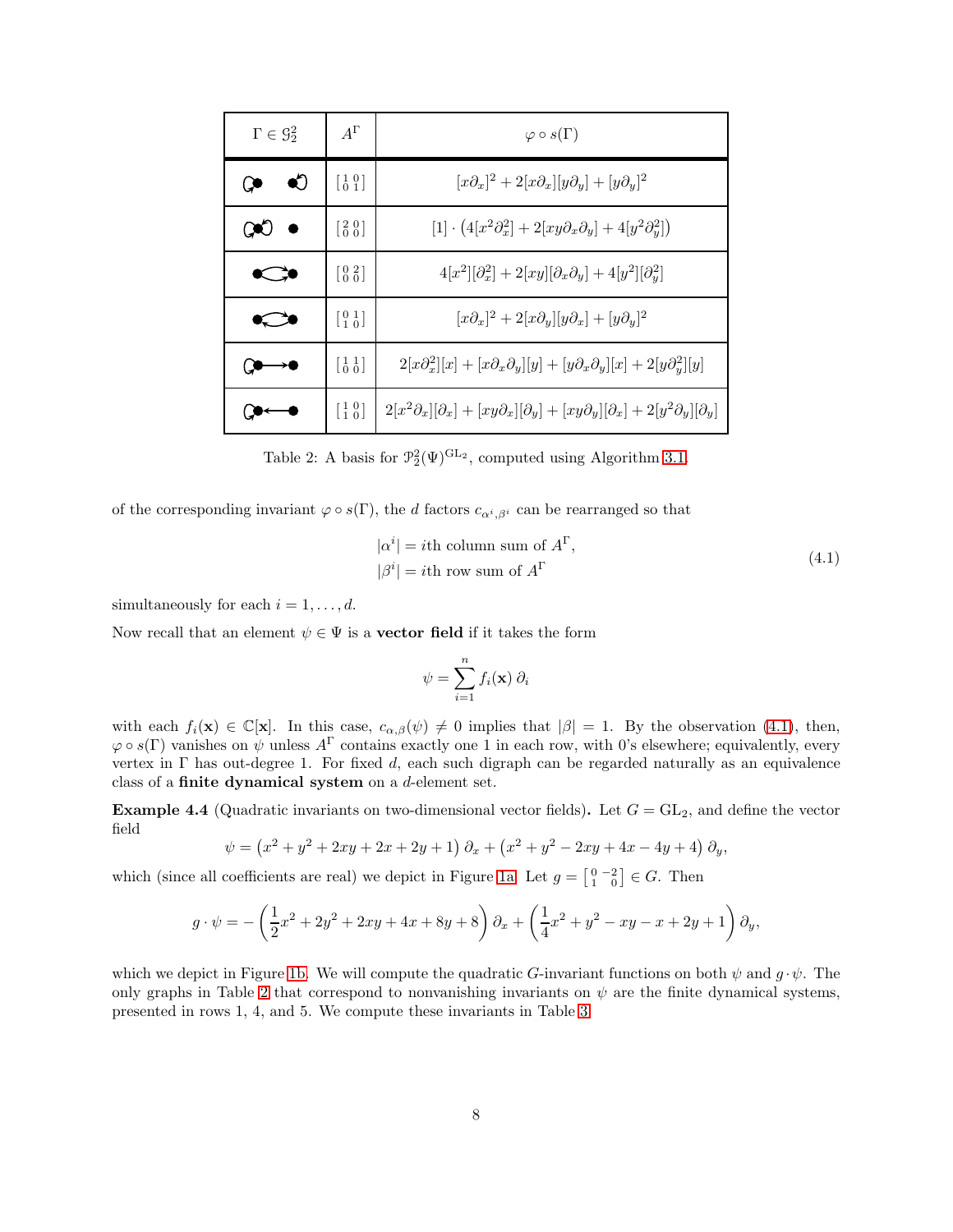| $\Gamma \in \mathcal{G}_2^2$ | $A^\Gamma$ | $\varphi \circ s(\Gamma)$ |
|---|---|---|
|  | $\left[\begin{smallmatrix} 1 & 0 \\ 0 & 1 \end{smallmatrix}\right]$ | $[x\partial_x]^2 + 2[x\partial_x][y\partial_y] + [y\partial_y]^2$ |
|  | $\left[\begin{smallmatrix} 2 & 0 \\ 0 & 0 \end{smallmatrix}\right]$ | $[1] \cdot \left(4[x^2\partial_x^2] + 2[xy\partial_x\partial_y] + 4[y^2\partial_y^2]\right)$ |
|  | $\left[\begin{smallmatrix} 0 & 2 \\ 0 & 0 \end{smallmatrix}\right]$ | $4[x^2][\partial_x^2] + 2[xy][\partial_x\partial_y] + 4[y^2][\partial_y^2]$ |
|  | $\left[\begin{smallmatrix} 0 & 1 \\ 1 & 0 \end{smallmatrix}\right]$ | $[x\partial_x]^2 + 2[x\partial_y][y\partial_x] + [y\partial_y]^2$ |
|  | $\left[\begin{smallmatrix} 1 & 1 \\ 0 & 0 \end{smallmatrix}\right]$ | $2[x\partial_x^2][x] + [x\partial_x\partial_y][y] + [y\partial_x\partial_y][x] + 2[y\partial_y^2][y]$ |
|  | $\left[\begin{smallmatrix} 1 & 0 \\ 1 & 0 \end{smallmatrix}\right]$ | $2[x^2\partial_x][\partial_x] + [xy\partial_x][\partial_y] + [xy\partial_y][\partial_x] + 2[y^2\partial_y][\partial_y]$ |

Table 2: A basis for $\mathcal{P}_2^2(\Psi)^{\mathrm{GL}_2}$, computed using Algorithm 3.1.

of the corresponding invariant $\varphi \circ s(\Gamma)$, the $d$ factors $c_{\alpha^i,\beta^i}$ can be rearranged so that

$$\begin{aligned} |\alpha^i| &= i\text{th column sum of } A^\Gamma, \\ |\beta^i| &= i\text{th row sum of } A^\Gamma \end{aligned} \tag{4.1}$$

simultaneously for each $i = 1, \ldots, d$.

Now recall that an element $\psi \in \Psi$ is a **vector field** if it takes the form

$$\psi = \sum_{i=1}^{n} f_i(\mathbf{x})\, \partial_i$$

with each $f_i(\mathbf{x}) \in \mathbb{C}[\mathbf{x}]$. In this case, $c_{\alpha,\beta}(\psi) \neq 0$ implies that $|\beta| = 1$. By the observation (4.1), then, $\varphi \circ s(\Gamma)$ vanishes on $\psi$ unless $A^\Gamma$ contains exactly one 1 in each row, with 0's elsewhere; equivalently, every vertex in $\Gamma$ has out-degree 1. For fixed $d$, each such digraph can be regarded naturally as an equivalence class of a **finite dynamical system** on a $d$-element set.

**Example 4.4** (Quadratic invariants on two-dimensional vector fields)**.** Let $G = \mathrm{GL}_2$, and define the vector field

$$\psi = \left(x^2 + y^2 + 2xy + 2x + 2y + 1\right)\partial_x + \left(x^2 + y^2 - 2xy + 4x - 4y + 4\right)\partial_y,$$

which (since all coefficients are real) we depict in Figure 1a. Let $g = \left[\begin{smallmatrix} 0 & -2 \\ 1 & 0 \end{smallmatrix}\right] \in G$. Then

$$g \cdot \psi = -\left(\frac{1}{2}x^2 + 2y^2 + 2xy + 4x + 8y + 8\right)\partial_x + \left(\frac{1}{4}x^2 + y^2 - xy - x + 2y + 1\right)\partial_y,$$

which we depict in Figure 1b. We will compute the quadratic $G$-invariant functions on both $\psi$ and $g \cdot \psi$. The only graphs in Table 2 that correspond to nonvanishing invariants on $\psi$ are the finite dynamical systems, presented in rows 1, 4, and 5. We compute these invariants in Table 3.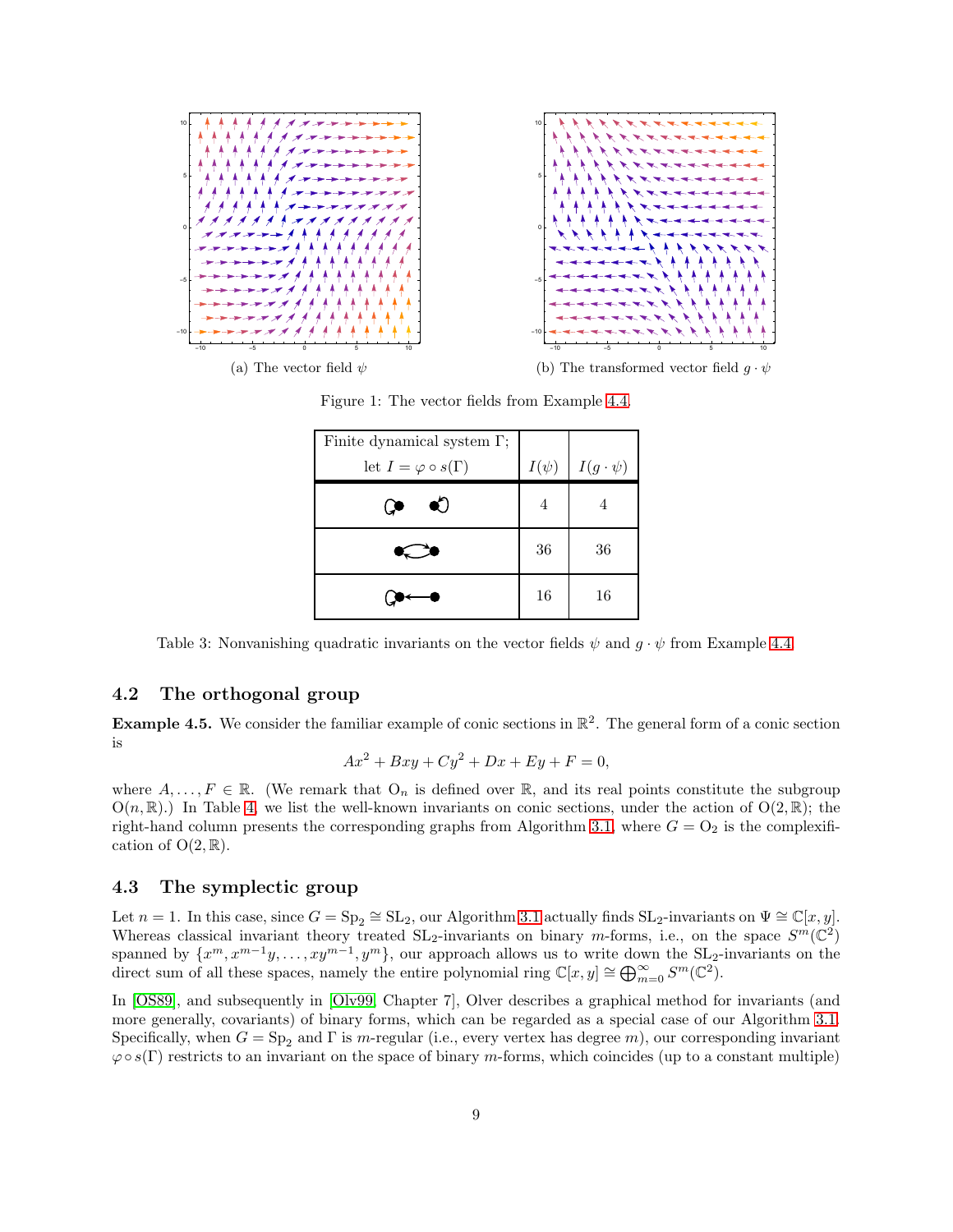(a) The vector field $\psi$

(b) The transformed vector field $g \cdot \psi$

Figure 1: The vector fields from Example 4.4.

| Finite dynamical system $\Gamma$; let $I = \varphi \circ s(\Gamma)$ | $I(\psi)$ | $I(g \cdot \psi)$ |
|---|---|---|
| (graph: two vertices, each with a loop) | 4 | 4 |
| (graph: two vertices with edges in both directions) | 36 | 36 |
| (graph: vertex with a loop, edge from second vertex to it) | 16 | 16 |

Table 3: Nonvanishing quadratic invariants on the vector fields $\psi$ and $g \cdot \psi$ from Example 4.4.

### 4.2 The orthogonal group

**Example 4.5.** We consider the familiar example of conic sections in $\mathbb{R}^2$. The general form of a conic section is

$$Ax^2 + Bxy + Cy^2 + Dx + Ey + F = 0,$$

where $A, \ldots, F \in \mathbb{R}$. (We remark that $\mathrm{O}_n$ is defined over $\mathbb{R}$, and its real points constitute the subgroup $\mathrm{O}(n, \mathbb{R})$.) In Table 4, we list the well-known invariants on conic sections, under the action of $\mathrm{O}(2, \mathbb{R})$; the right-hand column presents the corresponding graphs from Algorithm 3.1, where $G = \mathrm{O}_2$ is the complexification of $\mathrm{O}(2, \mathbb{R})$.

### 4.3 The symplectic group

Let $n = 1$. In this case, since $G = \mathrm{Sp}_2 \cong \mathrm{SL}_2$, our Algorithm 3.1 actually finds $\mathrm{SL}_2$-invariants on $\Psi \cong \mathbb{C}[x, y]$. Whereas classical invariant theory treated $\mathrm{SL}_2$-invariants on binary $m$-forms, i.e., on the space $S^m(\mathbb{C}^2)$ spanned by $\{x^m, x^{m-1}y, \ldots, xy^{m-1}, y^m\}$, our approach allows us to write down the $\mathrm{SL}_2$-invariants on the direct sum of all these spaces, namely the entire polynomial ring $\mathbb{C}[x, y] \cong \bigoplus_{m=0}^{\infty} S^m(\mathbb{C}^2)$.

In [OS89], and subsequently in [Olv99, Chapter 7], Olver describes a graphical method for invariants (and more generally, covariants) of binary forms, which can be regarded as a special case of our Algorithm 3.1. Specifically, when $G = \mathrm{Sp}_2$ and $\Gamma$ is $m$-regular (i.e., every vertex has degree $m$), our corresponding invariant $\varphi \circ s(\Gamma)$ restricts to an invariant on the space of binary $m$-forms, which coincides (up to a constant multiple)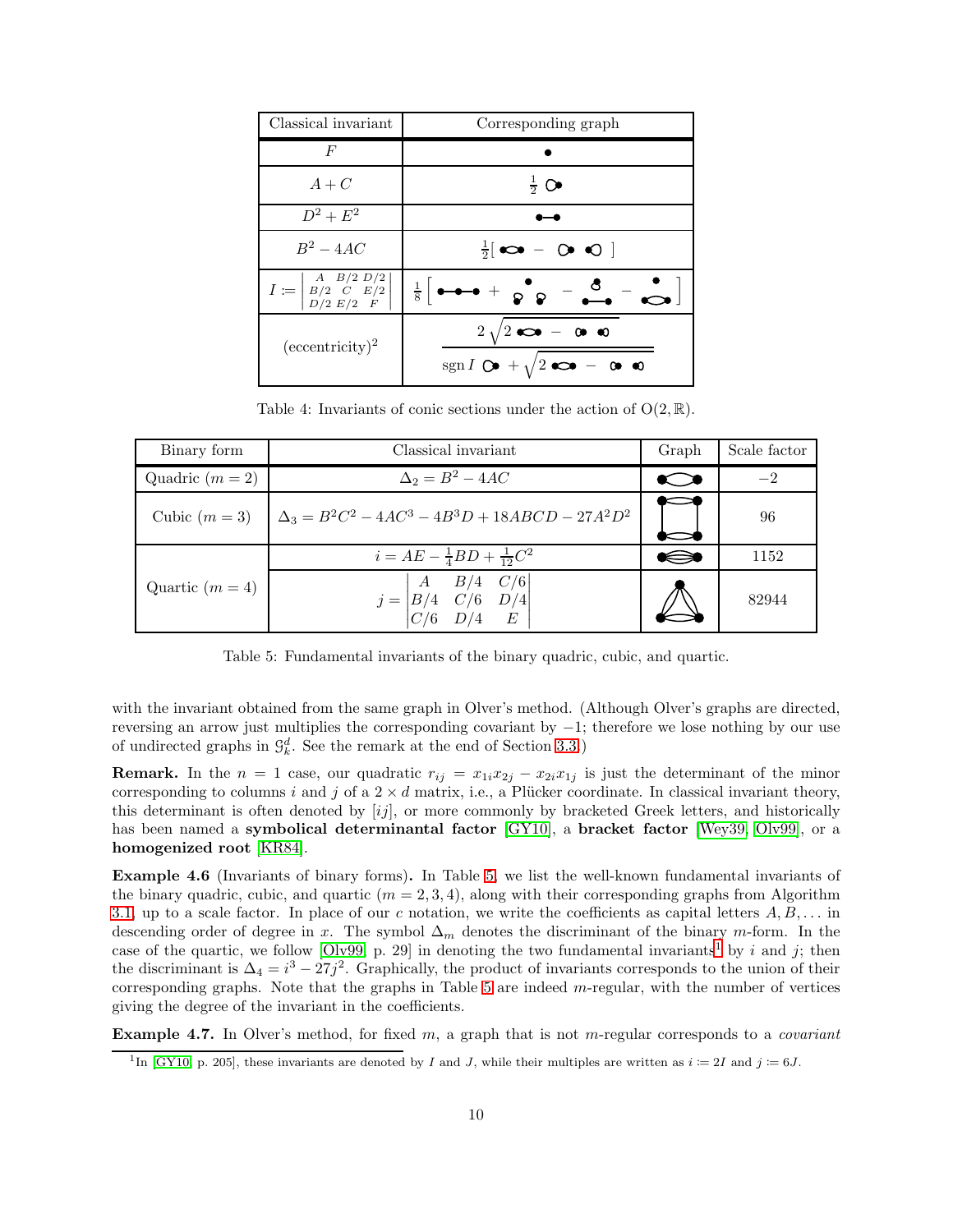| Classical invariant | Corresponding graph |
|---|---|
| $F$ | |
| $A + C$ | $\frac{1}{2}$ |
| $D^2 + E^2$ | |
| $B^2 - 4AC$ | $\frac{1}{2}[\ \ -\ \ ]$ |
| $I := \begin{vmatrix} A & B/2 & D/2 \\ B/2 & C & E/2 \\ D/2 & E/2 & F \end{vmatrix}$ | $\frac{1}{8}\left[\ \ +\ \ -\ \ -\ \ \right]$ |
| $(\text{eccentricity})^2$ | $\dfrac{2\sqrt{2\ \ -\ \ }}{\operatorname{sgn} I\ \ + \sqrt{2\ \ -\ \ }}$ |

Table 4: Invariants of conic sections under the action of $O(2, \mathbb{R})$.

| Binary form | Classical invariant | Graph | Scale factor |
|---|---|---|---|
| Quadric ($m = 2$) | $\Delta_2 = B^2 - 4AC$ | | $-2$ |
| Cubic ($m = 3$) | $\Delta_3 = B^2C^2 - 4AC^3 - 4B^3D + 18ABCD - 27A^2D^2$ | | 96 |
| Quartic ($m = 4$) | $i = AE - \frac{1}{4}BD + \frac{1}{12}C^2$ | | 1152 |
| | $j = \begin{vmatrix} A & B/4 & C/6 \\ B/4 & C/6 & D/4 \\ C/6 & D/4 & E \end{vmatrix}$ | | 82944 |

Table 5: Fundamental invariants of the binary quadric, cubic, and quartic.

with the invariant obtained from the same graph in Olver's method. (Although Olver's graphs are directed, reversing an arrow just multiplies the corresponding covariant by $-1$; therefore we lose nothing by our use of undirected graphs in $\mathcal{G}_k^d$. See the remark at the end of Section 3.3.)

**Remark.** In the $n = 1$ case, our quadratic $r_{ij} = x_{1i}x_{2j} - x_{2i}x_{1j}$ is just the determinant of the minor corresponding to columns $i$ and $j$ of a $2 \times d$ matrix, i.e., a Plücker coordinate. In classical invariant theory, this determinant is often denoted by $[ij]$, or more commonly by bracketed Greek letters, and historically has been named a **symbolical determinantal factor** [GY10], a **bracket factor** [Wey39, Olv99], or a **homogenized root** [KR84].

**Example 4.6** (Invariants of binary forms)**.** In Table 5, we list the well-known fundamental invariants of the binary quadric, cubic, and quartic ($m = 2, 3, 4$), along with their corresponding graphs from Algorithm 3.1, up to a scale factor. In place of our $c$ notation, we write the coefficients as capital letters $A, B, \ldots$ in descending order of degree in $x$. The symbol $\Delta_m$ denotes the discriminant of the binary $m$-form. In the case of the quartic, we follow [Olv99, p. 29] in denoting the two fundamental invariants[1] by $i$ and $j$; then the discriminant is $\Delta_4 = i^3 - 27j^2$. Graphically, the product of invariants corresponds to the union of their corresponding graphs. Note that the graphs in Table 5 are indeed $m$-regular, with the number of vertices giving the degree of the invariant in the coefficients.

**Example 4.7.** In Olver's method, for fixed $m$, a graph that is not $m$-regular corresponds to a *covariant*

[1] In [GY10, p. 205], these invariants are denoted by $I$ and $J$, while their multiples are written as $i := 2I$ and $j := 6J$.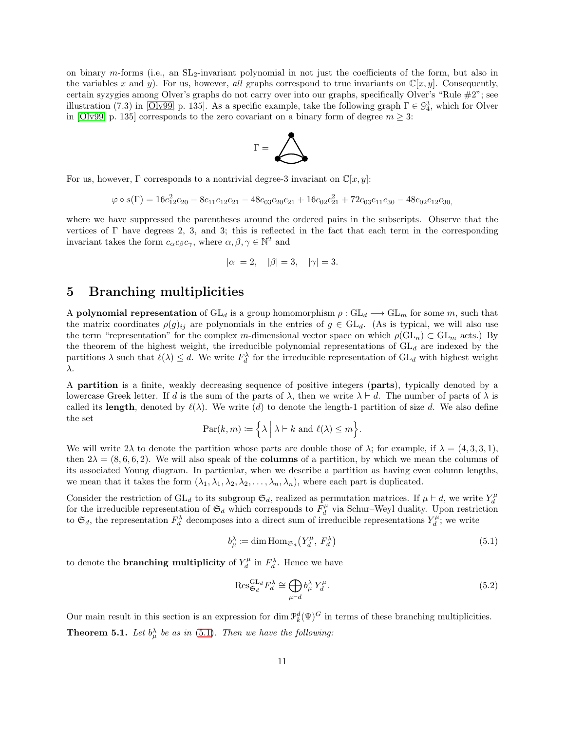on binary $m$-forms (i.e., an $\mathrm{SL}_2$-invariant polynomial in not just the coefficients of the form, but also in the variables $x$ and $y$). For us, however, *all* graphs correspond to true invariants on $\mathbb{C}[x,y]$. Consequently, certain syzygies among Olver's graphs do not carry over into our graphs, specifically Olver's "Rule #2"; see illustration (7.3) in [Olv99, p. 135]. As a specific example, take the following graph $\Gamma \in \mathcal{G}^3_4$, which for Olver in [Olv99, p. 135] corresponds to the zero covariant on a binary form of degree $m \geq 3$:

$\Gamma =$

For us, however, $\Gamma$ corresponds to a nontrivial degree-3 invariant on $\mathbb{C}[x,y]$:

$$\varphi \circ s(\Gamma) = 16c_{12}^2c_{20} - 8c_{11}c_{12}c_{21} - 48c_{03}c_{20}c_{21} + 16c_{02}c_{21}^2 + 72c_{03}c_{11}c_{30} - 48c_{02}c_{12}c_{30},$$

where we have suppressed the parentheses around the ordered pairs in the subscripts. Observe that the vertices of $\Gamma$ have degrees 2, 3, and 3; this is reflected in the fact that each term in the corresponding invariant takes the form $c_\alpha c_\beta c_\gamma$, where $\alpha, \beta, \gamma \in \mathbb{N}^2$ and

$$|\alpha| = 2, \quad |\beta| = 3, \quad |\gamma| = 3.$$

# 5 Branching multiplicities

A **polynomial representation** of $\mathrm{GL}_d$ is a group homomorphism $\rho : \mathrm{GL}_d \longrightarrow \mathrm{GL}_m$ for some $m$, such that the matrix coordinates $\rho(g)_{ij}$ are polynomials in the entries of $g \in \mathrm{GL}_d$. (As is typical, we will also use the term "representation" for the complex $m$-dimensional vector space on which $\rho(\mathrm{GL}_n) \subset \mathrm{GL}_m$ acts.) By the theorem of the highest weight, the irreducible polynomial representations of $\mathrm{GL}_d$ are indexed by the partitions $\lambda$ such that $\ell(\lambda) \leq d$. We write $F^\lambda_d$ for the irreducible representation of $\mathrm{GL}_d$ with highest weight $\lambda$.

A **partition** is a finite, weakly decreasing sequence of positive integers (**parts**), typically denoted by a lowercase Greek letter. If $d$ is the sum of the parts of $\lambda$, then we write $\lambda \vdash d$. The number of parts of $\lambda$ is called its **length**, denoted by $\ell(\lambda)$. We write $(d)$ to denote the length-1 partition of size $d$. We also define the set

$$\mathrm{Par}(k,m) := \Big\{ \lambda \;\Big|\; \lambda \vdash k \text{ and } \ell(\lambda) \leq m \Big\}.$$

We will write $2\lambda$ to denote the partition whose parts are double those of $\lambda$; for example, if $\lambda = (4,3,3,1)$, then $2\lambda = (8,6,6,2)$. We will also speak of the **columns** of a partition, by which we mean the columns of its associated Young diagram. In particular, when we describe a partition as having even column lengths, we mean that it takes the form $(\lambda_1, \lambda_1, \lambda_2, \lambda_2, \ldots, \lambda_n, \lambda_n)$, where each part is duplicated.

Consider the restriction of $\mathrm{GL}_d$ to its subgroup $\mathfrak{S}_d$, realized as permutation matrices. If $\mu \vdash d$, we write $Y^\mu_d$ for the irreducible representation of $\mathfrak{S}_d$ which corresponds to $F^\mu_d$ via Schur–Weyl duality. Upon restriction to $\mathfrak{S}_d$, the representation $F^\lambda_d$ decomposes into a direct sum of irreducible representations $Y^\mu_d$; we write

$$b^\lambda_\mu := \dim \mathrm{Hom}_{\mathfrak{S}_d}\big(Y^\mu_d,\, F^\lambda_d\big) \tag{5.1}$$

to denote the **branching multiplicity** of $Y^\mu_d$ in $F^\lambda_d$. Hence we have

$$\mathrm{Res}^{\mathrm{GL}_d}_{\mathfrak{S}_d} F^\lambda_d \cong \bigoplus_{\mu \vdash d} b^\lambda_\mu \, Y^\mu_d. \tag{5.2}$$

Our main result in this section is an expression for $\dim \mathcal{P}^d_k(\Psi)^G$ in terms of these branching multiplicities.

**Theorem 5.1.** *Let $b^\lambda_\mu$ be as in (5.1). Then we have the following:*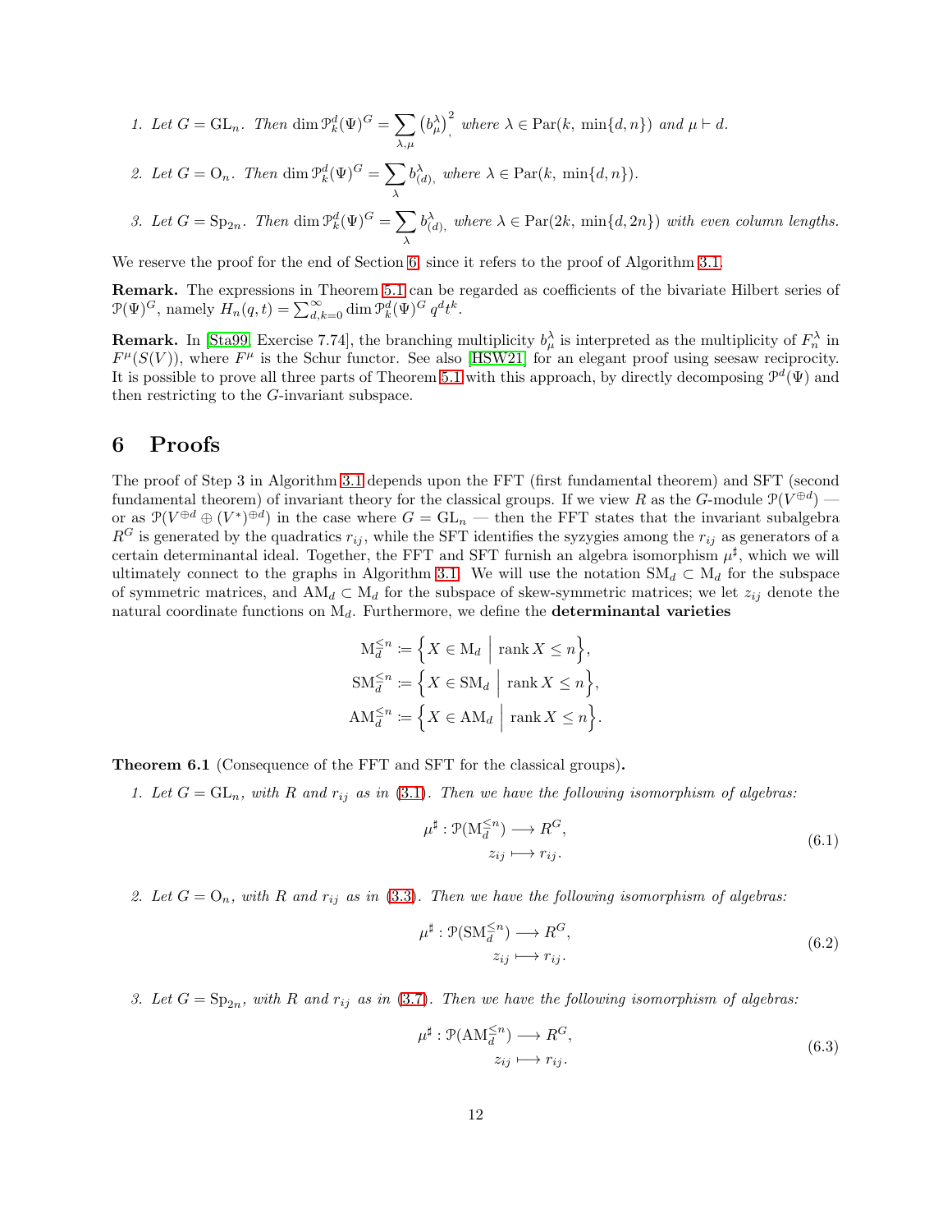1. *Let $G = \mathrm{GL}_n$. Then* $\dim \mathcal{P}^d_k(\Psi)^G = \sum_{\lambda,\mu} \left(b^\lambda_\mu\right)^2_,$ *where* $\lambda \in \mathrm{Par}(k,\, \min\{d,n\})$ *and* $\mu \vdash d$.

2. *Let $G = \mathrm{O}_n$. Then* $\dim \mathcal{P}^d_k(\Psi)^G = \sum_{\lambda} b^\lambda_{(d),}$ *where* $\lambda \in \mathrm{Par}(k,\, \min\{d,n\})$.

3. *Let $G = \mathrm{Sp}_{2n}$. Then* $\dim \mathcal{P}^d_k(\Psi)^G = \sum_{\lambda} b^\lambda_{(d),}$ *where* $\lambda \in \mathrm{Par}(2k,\, \min\{d,2n\})$ *with even column lengths.*

We reserve the proof for the end of Section 6, since it refers to the proof of Algorithm 3.1.

**Remark.** The expressions in Theorem 5.1 can be regarded as coefficients of the bivariate Hilbert series of $\mathcal{P}(\Psi)^G$, namely $H_n(q,t) = \sum_{d,k=0}^{\infty} \dim \mathcal{P}^d_k(\Psi)^G\, q^d t^k$.

**Remark.** In [Sta99, Exercise 7.74], the branching multiplicity $b^\lambda_\mu$ is interpreted as the multiplicity of $F^\lambda_n$ in $F^\mu(S(V))$, where $F^\mu$ is the Schur functor. See also [HSW21] for an elegant proof using seesaw reciprocity. It is possible to prove all three parts of Theorem 5.1 with this approach, by directly decomposing $\mathcal{P}^d(\Psi)$ and then restricting to the $G$-invariant subspace.

# 6 Proofs

The proof of Step 3 in Algorithm 3.1 depends upon the FFT (first fundamental theorem) and SFT (second fundamental theorem) of invariant theory for the classical groups. If we view $R$ as the $G$-module $\mathcal{P}(V^{\oplus d})$ — or as $\mathcal{P}(V^{\oplus d} \oplus (V^*)^{\oplus d})$ in the case where $G = \mathrm{GL}_n$ — then the FFT states that the invariant subalgebra $R^G$ is generated by the quadratics $r_{ij}$, while the SFT identifies the syzygies among the $r_{ij}$ as generators of a certain determinantal ideal. Together, the FFT and SFT furnish an algebra isomorphism $\mu^\sharp$, which we will ultimately connect to the graphs in Algorithm 3.1. We will use the notation $\mathrm{SM}_d \subset \mathrm{M}_d$ for the subspace of symmetric matrices, and $\mathrm{AM}_d \subset \mathrm{M}_d$ for the subspace of skew-symmetric matrices; we let $z_{ij}$ denote the natural coordinate functions on $\mathrm{M}_d$. Furthermore, we define the **determinantal varieties**

$$
\begin{aligned}
\mathrm{M}_d^{\leq n} &\coloneqq \Big\{ X \in \mathrm{M}_d \;\Big|\; \operatorname{rank} X \leq n \Big\},\\
\mathrm{SM}_d^{\leq n} &\coloneqq \Big\{ X \in \mathrm{SM}_d \;\Big|\; \operatorname{rank} X \leq n \Big\},\\
\mathrm{AM}_d^{\leq n} &\coloneqq \Big\{ X \in \mathrm{AM}_d \;\Big|\; \operatorname{rank} X \leq n \Big\}.
\end{aligned}
$$

**Theorem 6.1** (Consequence of the FFT and SFT for the classical groups)**.**

1. *Let $G = \mathrm{GL}_n$, with $R$ and $r_{ij}$ as in (3.1). Then we have the following isomorphism of algebras:*

$$
\begin{aligned}
\mu^\sharp : \mathcal{P}(\mathrm{M}_d^{\leq n}) &\longrightarrow R^G,\\
z_{ij} &\longmapsto r_{ij}.
\end{aligned}
\tag{6.1}
$$

2. *Let $G = \mathrm{O}_n$, with $R$ and $r_{ij}$ as in (3.3). Then we have the following isomorphism of algebras:*

$$
\begin{aligned}
\mu^\sharp : \mathcal{P}(\mathrm{SM}_d^{\leq n}) &\longrightarrow R^G,\\
z_{ij} &\longmapsto r_{ij}.
\end{aligned}
\tag{6.2}
$$

3. *Let $G = \mathrm{Sp}_{2n}$, with $R$ and $r_{ij}$ as in (3.7). Then we have the following isomorphism of algebras:*

$$
\begin{aligned}
\mu^\sharp : \mathcal{P}(\mathrm{AM}_d^{\leq n}) &\longrightarrow R^G,\\
z_{ij} &\longmapsto r_{ij}.
\end{aligned}
\tag{6.3}
$$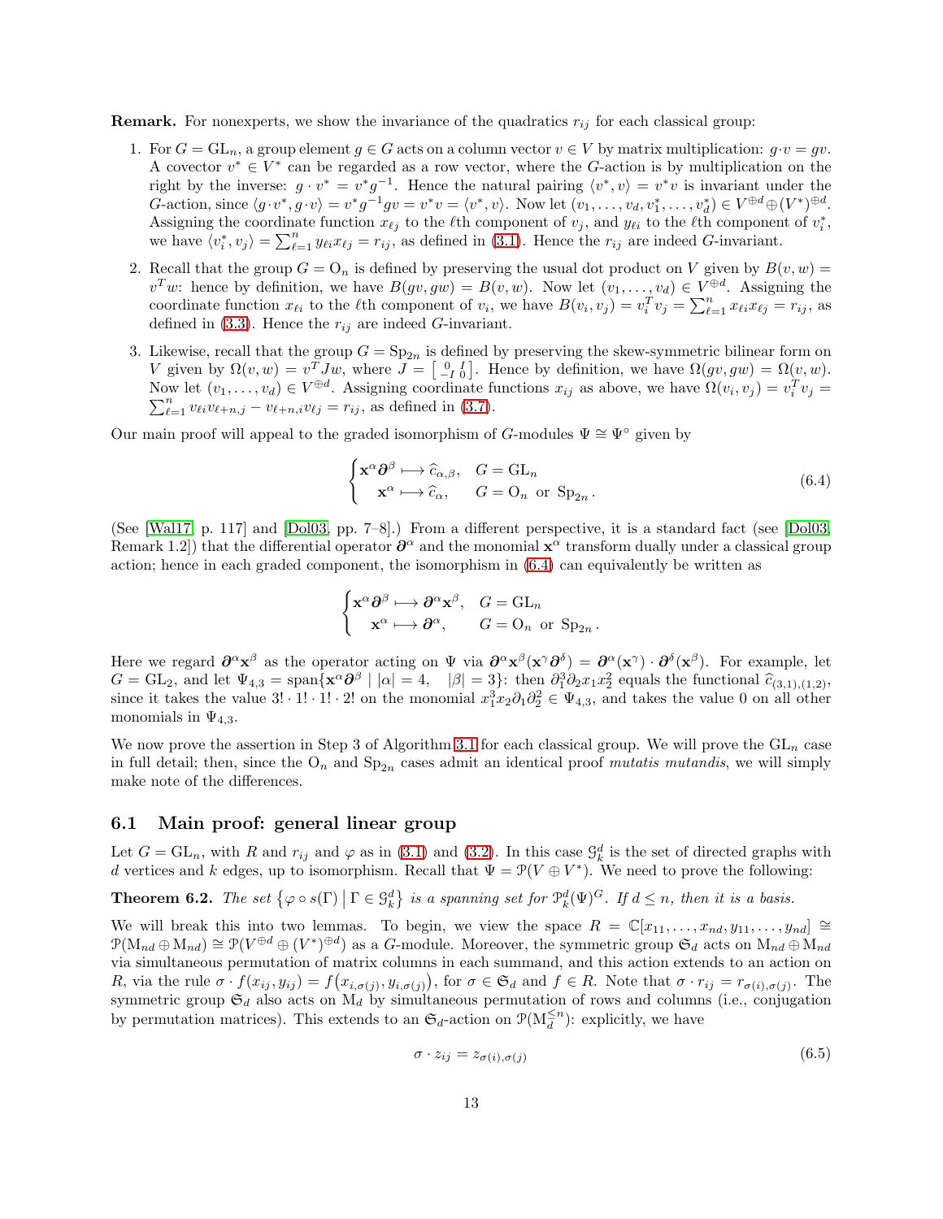**Remark.** For nonexperts, we show the invariance of the quadratics $r_{ij}$ for each classical group:

1. For $G = \mathrm{GL}_n$, a group element $g \in G$ acts on a column vector $v \in V$ by matrix multiplication: $g \cdot v = gv$. A covector $v^* \in V^*$ can be regarded as a row vector, where the $G$-action is by multiplication on the right by the inverse: $g \cdot v^* = v^* g^{-1}$. Hence the natural pairing $\langle v^*, v \rangle = v^* v$ is invariant under the $G$-action, since $\langle g \cdot v^*, g \cdot v \rangle = v^* g^{-1} g v = v^* v = \langle v^*, v \rangle$. Now let $(v_1, \ldots, v_d, v_1^*, \ldots, v_d^*) \in V^{\oplus d} \oplus (V^*)^{\oplus d}$. Assigning the coordinate function $x_{\ell j}$ to the $\ell$th component of $v_j$, and $y_{\ell i}$ to the $\ell$th component of $v_i^*$, we have $\langle v_i^*, v_j \rangle = \sum_{\ell=1}^n y_{\ell i} x_{\ell j} = r_{ij}$, as defined in (3.1). Hence the $r_{ij}$ are indeed $G$-invariant.

2. Recall that the group $G = \mathrm{O}_n$ is defined by preserving the usual dot product on $V$ given by $B(v, w) = v^T w$: hence by definition, we have $B(gv, gw) = B(v, w)$. Now let $(v_1, \ldots, v_d) \in V^{\oplus d}$. Assigning the coordinate function $x_{\ell i}$ to the $\ell$th component of $v_i$, we have $B(v_i, v_j) = v_i^T v_j = \sum_{\ell=1}^n x_{\ell i} x_{\ell j} = r_{ij}$, as defined in (3.3). Hence the $r_{ij}$ are indeed $G$-invariant.

3. Likewise, recall that the group $G = \mathrm{Sp}_{2n}$ is defined by preserving the skew-symmetric bilinear form on $V$ given by $\Omega(v, w) = v^T J w$, where $J = \left[\begin{smallmatrix} 0 & I \\ -I & 0 \end{smallmatrix}\right]$. Hence by definition, we have $\Omega(gv, gw) = \Omega(v, w)$. Now let $(v_1, \ldots, v_d) \in V^{\oplus d}$. Assigning coordinate functions $x_{ij}$ as above, we have $\Omega(v_i, v_j) = v_i^T v_j = \sum_{\ell=1}^n v_{\ell i} v_{\ell+n,j} - v_{\ell+n,i} v_{\ell j} = r_{ij}$, as defined in (3.7).

Our main proof will appeal to the graded isomorphism of $G$-modules $\Psi \cong \Psi^\circ$ given by

$$\begin{cases} \mathbf{x}^\alpha \boldsymbol{\partial}^\beta \longmapsto \widehat{c}_{\alpha,\beta}, & G = \mathrm{GL}_n \\ \quad \mathbf{x}^\alpha \longmapsto \widehat{c}_\alpha, & G = \mathrm{O}_n \text{ or } \mathrm{Sp}_{2n}. \end{cases} \tag{6.4}$$

(See [Wal17, p. 117] and [Dol03, pp. 7–8].) From a different perspective, it is a standard fact (see [Dol03, Remark 1.2]) that the differential operator $\boldsymbol{\partial}^\alpha$ and the monomial $\mathbf{x}^\alpha$ transform dually under a classical group action; hence in each graded component, the isomorphism in (6.4) can equivalently be written as

$$\begin{cases} \mathbf{x}^\alpha \boldsymbol{\partial}^\beta \longmapsto \boldsymbol{\partial}^\alpha \mathbf{x}^\beta, & G = \mathrm{GL}_n \\ \quad \mathbf{x}^\alpha \longmapsto \boldsymbol{\partial}^\alpha, & G = \mathrm{O}_n \text{ or } \mathrm{Sp}_{2n}. \end{cases}$$

Here we regard $\boldsymbol{\partial}^\alpha \mathbf{x}^\beta$ as the operator acting on $\Psi$ via $\boldsymbol{\partial}^\alpha \mathbf{x}^\beta (\mathbf{x}^\gamma \boldsymbol{\partial}^\delta) = \boldsymbol{\partial}^\alpha (\mathbf{x}^\gamma) \cdot \boldsymbol{\partial}^\delta (\mathbf{x}^\beta)$. For example, let $G = \mathrm{GL}_2$, and let $\Psi_{4,3} = \operatorname{span}\{\mathbf{x}^\alpha \boldsymbol{\partial}^\beta \mid |\alpha| = 4, \quad |\beta| = 3\}$: then $\partial_1^3 \partial_2 x_1 x_2^2$ equals the functional $\widehat{c}_{(3,1),(1,2)}$, since it takes the value $3! \cdot 1! \cdot 1! \cdot 2!$ on the monomial $x_1^3 x_2 \partial_1 \partial_2^2 \in \Psi_{4,3}$, and takes the value $0$ on all other monomials in $\Psi_{4,3}$.

We now prove the assertion in Step 3 of Algorithm 3.1 for each classical group. We will prove the $\mathrm{GL}_n$ case in full detail; then, since the $\mathrm{O}_n$ and $\mathrm{Sp}_{2n}$ cases admit an identical proof *mutatis mutandis*, we will simply make note of the differences.

## 6.1 Main proof: general linear group

Let $G = \mathrm{GL}_n$, with $R$ and $r_{ij}$ and $\varphi$ as in (3.1) and (3.2). In this case $\mathcal{G}_k^d$ is the set of directed graphs with $d$ vertices and $k$ edges, up to isomorphism. Recall that $\Psi = \mathcal{P}(V \oplus V^*)$. We need to prove the following:

**Theorem 6.2.** *The set* $\{\varphi \circ s(\Gamma) \mid \Gamma \in \mathcal{G}_k^d\}$ *is a spanning set for* $\mathcal{P}_k^d(\Psi)^G$. *If* $d \leq n$, *then it is a basis.*

We will break this into two lemmas. To begin, we view the space $R = \mathbb{C}[x_{11}, \ldots, x_{nd}, y_{11}, \ldots, y_{nd}] \cong \mathcal{P}(\mathrm{M}_{nd} \oplus \mathrm{M}_{nd}) \cong \mathcal{P}(V^{\oplus d} \oplus (V^*)^{\oplus d})$ as a $G$-module. Moreover, the symmetric group $\mathfrak{S}_d$ acts on $\mathrm{M}_{nd} \oplus \mathrm{M}_{nd}$ via simultaneous permutation of matrix columns in each summand, and this action extends to an action on $R$, via the rule $\sigma \cdot f(x_{ij}, y_{ij}) = f\big(x_{i,\sigma(j)}, y_{i,\sigma(j)}\big)$, for $\sigma \in \mathfrak{S}_d$ and $f \in R$. Note that $\sigma \cdot r_{ij} = r_{\sigma(i),\sigma(j)}$. The symmetric group $\mathfrak{S}_d$ also acts on $\mathrm{M}_d$ by simultaneous permutation of rows and columns (i.e., conjugation by permutation matrices). This extends to an $\mathfrak{S}_d$-action on $\mathcal{P}(\mathrm{M}_d^{\leq n})$: explicitly, we have

$$\sigma \cdot z_{ij} = z_{\sigma(i),\sigma(j)} \tag{6.5}$$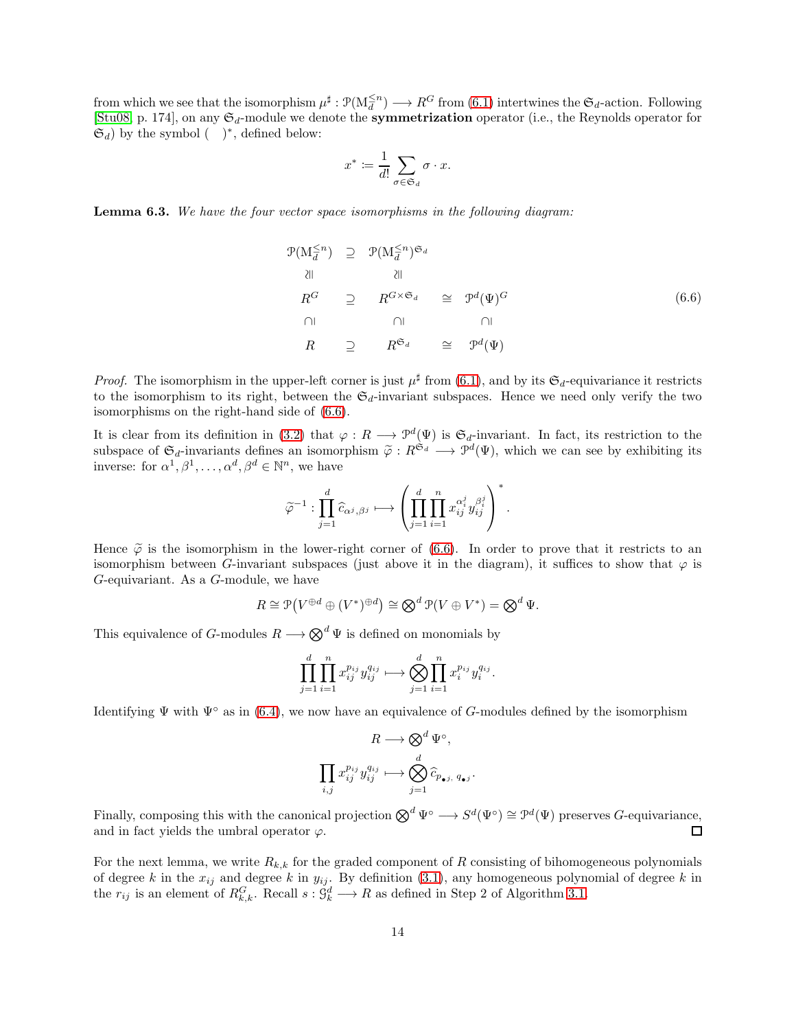from which we see that the isomorphism $\mu^\sharp : \mathcal{P}(\mathrm{M}_d^{\leq n}) \longrightarrow R^G$ from (6.1) intertwines the $\mathfrak{S}_d$-action. Following [Stu08, p. 174], on any $\mathfrak{S}_d$-module we denote the **symmetrization** operator (i.e., the Reynolds operator for $\mathfrak{S}_d$) by the symbol $(\quad)^*$, defined below:

$$x^* \coloneqq \frac{1}{d!} \sum_{\sigma \in \mathfrak{S}_d} \sigma \cdot x.$$

**Lemma 6.3.** *We have the four vector space isomorphisms in the following diagram:*

$$\begin{array}{ccccc}
\mathcal{P}(\mathrm{M}_d^{\leq n}) & \supseteq & \mathcal{P}(\mathrm{M}_d^{\leq n})^{\mathfrak{S}_d} & & \\
\wr\Vert & & \wr\Vert & & \\
R^G & \supseteq & R^{G \times \mathfrak{S}_d} & \cong & \mathcal{P}^d(\Psi)^G \\
\cap\vert & & \cap\vert & & \cap\vert \\
R & \supseteq & R^{\mathfrak{S}_d} & \cong & \mathcal{P}^d(\Psi)
\end{array} \tag{6.6}$$

*Proof.* The isomorphism in the upper-left corner is just $\mu^\sharp$ from (6.1), and by its $\mathfrak{S}_d$-equivariance it restricts to the isomorphism to its right, between the $\mathfrak{S}_d$-invariant subspaces. Hence we need only verify the two isomorphisms on the right-hand side of (6.6).

It is clear from its definition in (3.2) that $\varphi : R \longrightarrow \mathcal{P}^d(\Psi)$ is $\mathfrak{S}_d$-invariant. In fact, its restriction to the subspace of $\mathfrak{S}_d$-invariants defines an isomorphism $\widetilde{\varphi} : R^{\mathfrak{S}_d} \longrightarrow \mathcal{P}^d(\Psi)$, which we can see by exhibiting its inverse: for $\alpha^1, \beta^1, \ldots, \alpha^d, \beta^d \in \mathbb{N}^n$, we have

$$\widetilde{\varphi}^{-1} : \prod_{j=1}^d \widehat{c}_{\alpha^j, \beta^j} \longmapsto \left( \prod_{j=1}^d \prod_{i=1}^n x_{ij}^{\alpha_i^j} y_{ij}^{\beta_i^j} \right)^*.$$

Hence $\widetilde{\varphi}$ is the isomorphism in the lower-right corner of (6.6). In order to prove that it restricts to an isomorphism between $G$-invariant subspaces (just above it in the diagram), it suffices to show that $\varphi$ is $G$-equivariant. As a $G$-module, we have

$$R \cong \mathcal{P}\big(V^{\oplus d} \oplus (V^*)^{\oplus d}\big) \cong \bigotimes^d \mathcal{P}(V \oplus V^*) = \bigotimes^d \Psi.$$

This equivalence of $G$-modules $R \longrightarrow \bigotimes^d \Psi$ is defined on monomials by

$$\prod_{j=1}^d \prod_{i=1}^n x_{ij}^{p_{ij}} y_{ij}^{q_{ij}} \longmapsto \bigotimes_{j=1}^d \prod_{i=1}^n x_i^{p_{ij}} y_i^{q_{ij}}.$$

Identifying $\Psi$ with $\Psi^\circ$ as in (6.4), we now have an equivalence of $G$-modules defined by the isomorphism

$$R \longrightarrow \bigotimes^d \Psi^\circ,$$
$$\prod_{i,j} x_{ij}^{p_{ij}} y_{ij}^{q_{ij}} \longmapsto \bigotimes_{j=1}^d \widehat{c}_{p_{\bullet j},\, q_{\bullet j}}.$$

Finally, composing this with the canonical projection $\bigotimes^d \Psi^\circ \longrightarrow S^d(\Psi^\circ) \cong \mathcal{P}^d(\Psi)$ preserves $G$-equivariance, and in fact yields the umbral operator $\varphi$. ◻

For the next lemma, we write $R_{k,k}$ for the graded component of $R$ consisting of bihomogeneous polynomials of degree $k$ in the $x_{ij}$ and degree $k$ in $y_{ij}$. By definition (3.1), any homogeneous polynomial of degree $k$ in the $r_{ij}$ is an element of $R_{k,k}^G$. Recall $s : \mathcal{G}_k^d \longrightarrow R$ as defined in Step 2 of Algorithm 3.1.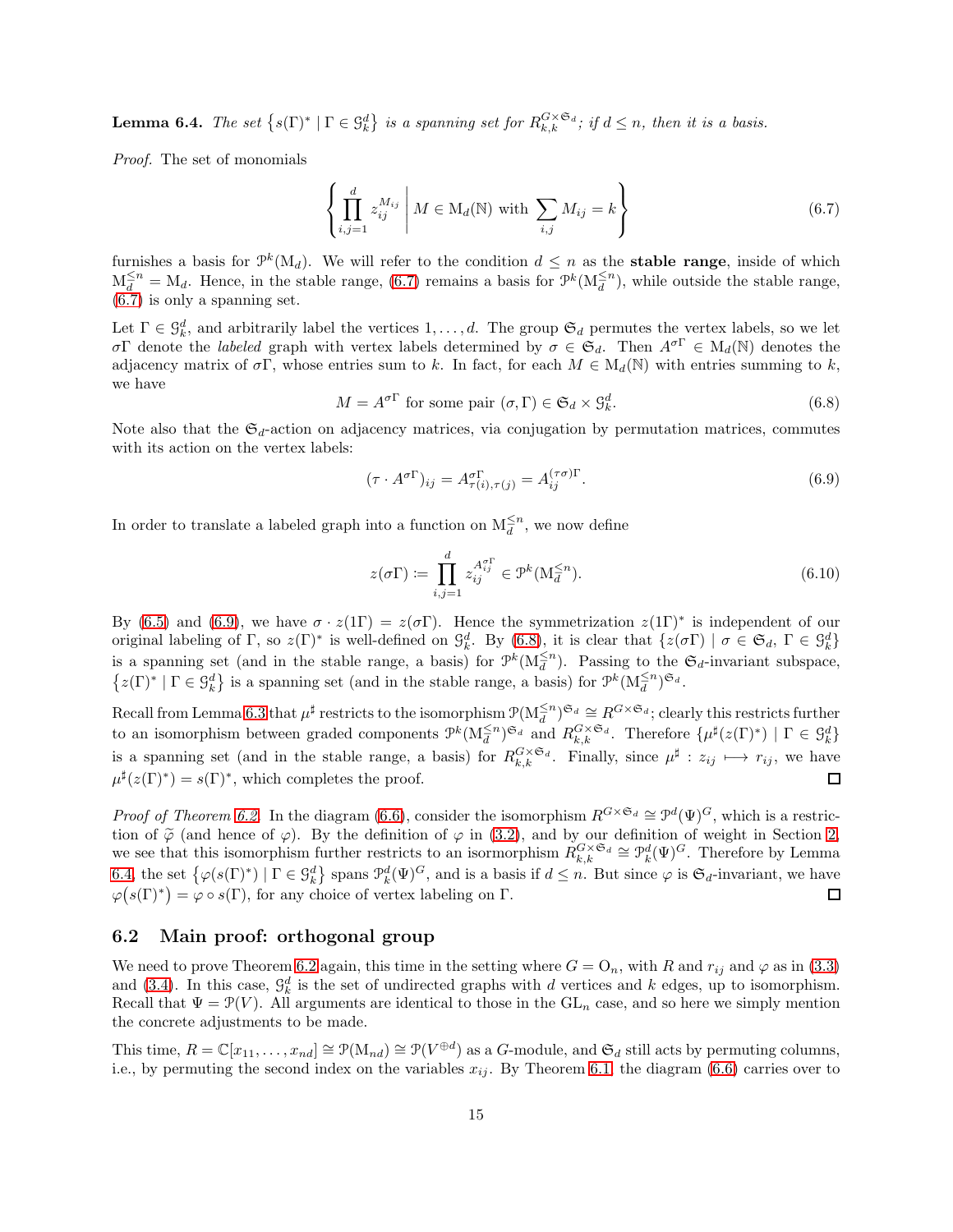**Lemma 6.4.** *The set* $\{s(\Gamma)^* \mid \Gamma \in \mathcal{G}^d_k\}$ *is a spanning set for* $R^{G\times\mathfrak{S}_d}_{k,k}$*; if* $d \leq n$*, then it is a basis.*

*Proof.* The set of monomials

$$\left\{ \prod_{i,j=1}^{d} z_{ij}^{M_{ij}} \;\middle|\; M \in \mathrm{M}_d(\mathbb{N}) \text{ with } \sum_{i,j} M_{ij} = k \right\} \tag{6.7}$$

furnishes a basis for $\mathcal{P}^k(\mathrm{M}_d)$. We will refer to the condition $d \leq n$ as the **stable range**, inside of which $\mathrm{M}_d^{\leq n} = \mathrm{M}_d$. Hence, in the stable range, (6.7) remains a basis for $\mathcal{P}^k(\mathrm{M}_d^{\leq n})$, while outside the stable range, (6.7) is only a spanning set.

Let $\Gamma \in \mathcal{G}^d_k$, and arbitrarily label the vertices $1,\ldots,d$. The group $\mathfrak{S}_d$ permutes the vertex labels, so we let $\sigma\Gamma$ denote the *labeled* graph with vertex labels determined by $\sigma \in \mathfrak{S}_d$. Then $A^{\sigma\Gamma} \in \mathrm{M}_d(\mathbb{N})$ denotes the adjacency matrix of $\sigma\Gamma$, whose entries sum to $k$. In fact, for each $M \in \mathrm{M}_d(\mathbb{N})$ with entries summing to $k$, we have

$$M = A^{\sigma\Gamma} \text{ for some pair } (\sigma, \Gamma) \in \mathfrak{S}_d \times \mathcal{G}^d_k. \tag{6.8}$$

Note also that the $\mathfrak{S}_d$-action on adjacency matrices, via conjugation by permutation matrices, commutes with its action on the vertex labels:

$$(\tau \cdot A^{\sigma\Gamma})_{ij} = A^{\sigma\Gamma}_{\tau(i),\tau(j)} = A^{(\tau\sigma)\Gamma}_{ij}. \tag{6.9}$$

In order to translate a labeled graph into a function on $\mathrm{M}_d^{\leq n}$, we now define

$$z(\sigma\Gamma) := \prod_{i,j=1}^{d} z_{ij}^{A^{\sigma\Gamma}_{ij}} \in \mathcal{P}^k(\mathrm{M}_d^{\leq n}). \tag{6.10}$$

By (6.5) and (6.9), we have $\sigma \cdot z(1\Gamma) = z(\sigma\Gamma)$. Hence the symmetrization $z(1\Gamma)^*$ is independent of our original labeling of $\Gamma$, so $z(\Gamma)^*$ is well-defined on $\mathcal{G}^d_k$. By (6.8), it is clear that $\{z(\sigma\Gamma) \mid \sigma \in \mathfrak{S}_d,\ \Gamma \in \mathcal{G}^d_k\}$ is a spanning set (and in the stable range, a basis) for $\mathcal{P}^k(\mathrm{M}_d^{\leq n})$. Passing to the $\mathfrak{S}_d$-invariant subspace, $\{z(\Gamma)^* \mid \Gamma \in \mathcal{G}^d_k\}$ is a spanning set (and in the stable range, a basis) for $\mathcal{P}^k(\mathrm{M}_d^{\leq n})^{\mathfrak{S}_d}$.

Recall from Lemma 6.3 that $\mu^\sharp$ restricts to the isomorphism $\mathcal{P}(\mathrm{M}_d^{\leq n})^{\mathfrak{S}_d} \cong R^{G\times\mathfrak{S}_d}$; clearly this restricts further to an isomorphism between graded components $\mathcal{P}^k(\mathrm{M}_d^{\leq n})^{\mathfrak{S}_d}$ and $R^{G\times\mathfrak{S}_d}_{k,k}$. Therefore $\{\mu^\sharp(z(\Gamma)^*) \mid \Gamma \in \mathcal{G}^d_k\}$ is a spanning set (and in the stable range, a basis) for $R^{G\times\mathfrak{S}_d}_{k,k}$. Finally, since $\mu^\sharp : z_{ij} \longmapsto r_{ij}$, we have $\mu^\sharp(z(\Gamma)^*) = s(\Gamma)^*$, which completes the proof. ◻

*Proof of Theorem 6.2.* In the diagram (6.6), consider the isomorphism $R^{G\times\mathfrak{S}_d} \cong \mathcal{P}^d(\Psi)^G$, which is a restriction of $\widetilde{\varphi}$ (and hence of $\varphi$). By the definition of $\varphi$ in (3.2), and by our definition of weight in Section 2, we see that this isomorphism further restricts to an isomorphism $R^{G\times\mathfrak{S}_d}_{k,k} \cong \mathcal{P}^d_k(\Psi)^G$. Therefore by Lemma 6.4, the set $\{\varphi(s(\Gamma)^*) \mid \Gamma \in \mathcal{G}^d_k\}$ spans $\mathcal{P}^d_k(\Psi)^G$, and is a basis if $d \leq n$. But since $\varphi$ is $\mathfrak{S}_d$-invariant, we have $\varphi\big(s(\Gamma)^*\big) = \varphi \circ s(\Gamma)$, for any choice of vertex labeling on $\Gamma$. ◻

## 6.2 Main proof: orthogonal group

We need to prove Theorem 6.2 again, this time in the setting where $G = \mathrm{O}_n$, with $R$ and $r_{ij}$ and $\varphi$ as in (3.3) and (3.4). In this case, $\mathcal{G}^d_k$ is the set of undirected graphs with $d$ vertices and $k$ edges, up to isomorphism. Recall that $\Psi = \mathcal{P}(V)$. All arguments are identical to those in the $\mathrm{GL}_n$ case, and so here we simply mention the concrete adjustments to be made.

This time, $R = \mathbb{C}[x_{11},\ldots,x_{nd}] \cong \mathcal{P}(\mathrm{M}_{nd}) \cong \mathcal{P}(V^{\oplus d})$ as a $G$-module, and $\mathfrak{S}_d$ still acts by permuting columns, i.e., by permuting the second index on the variables $x_{ij}$. By Theorem 6.1, the diagram (6.6) carries over to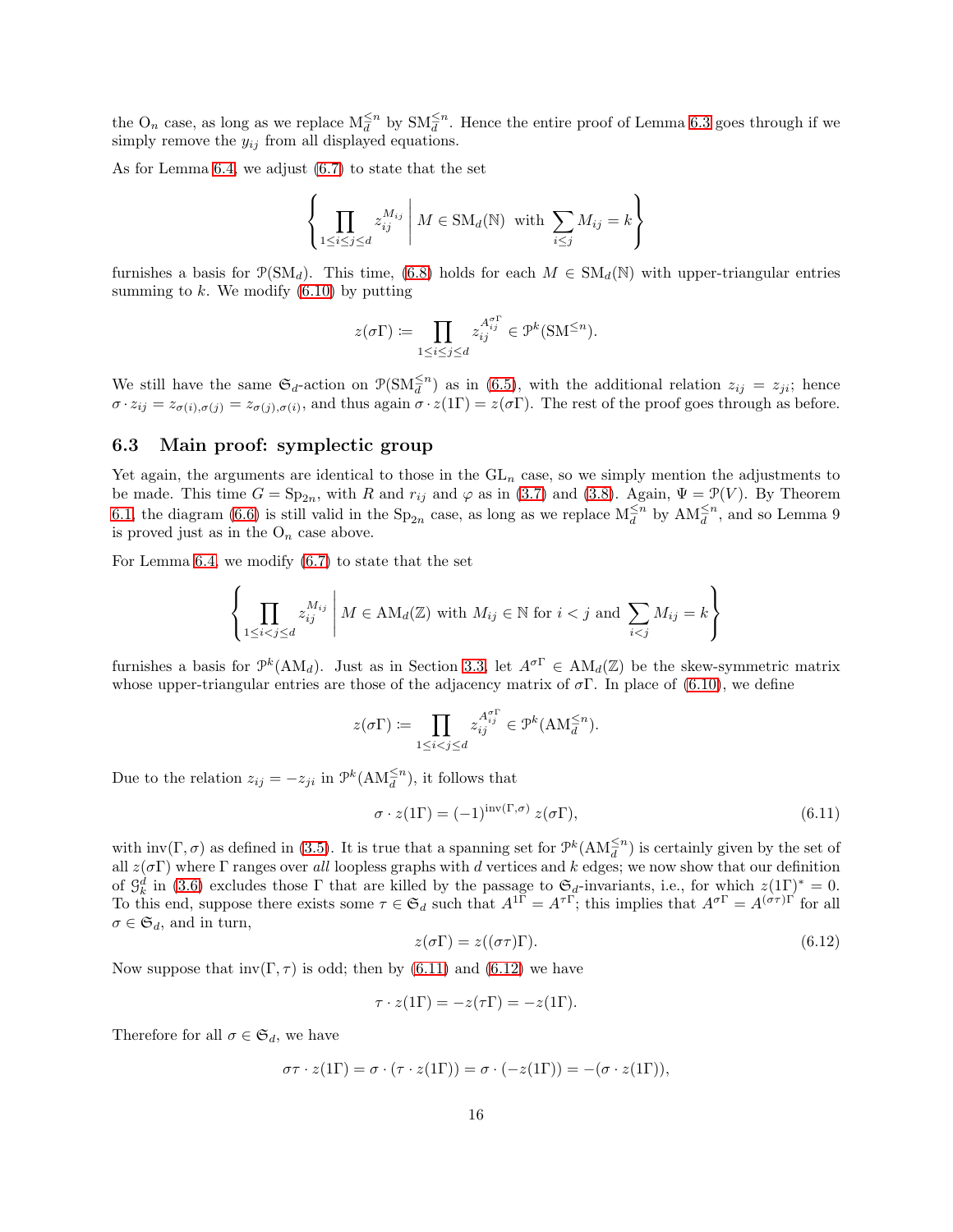the $\mathrm{O}_n$ case, as long as we replace $\mathrm{M}_d^{\leq n}$ by $\mathrm{SM}_d^{\leq n}$. Hence the entire proof of Lemma 6.3 goes through if we simply remove the $y_{ij}$ from all displayed equations.

As for Lemma 6.4, we adjust (6.7) to state that the set

$$\left\{ \prod_{1\leq i\leq j\leq d} z_{ij}^{M_{ij}} \;\middle|\; M \in \mathrm{SM}_d(\mathbb{N}) \text{ with } \sum_{i\leq j} M_{ij} = k \right\}$$

furnishes a basis for $\mathcal{P}(\mathrm{SM}_d)$. This time, (6.8) holds for each $M \in \mathrm{SM}_d(\mathbb{N})$ with upper-triangular entries summing to $k$. We modify (6.10) by putting

$$z(\sigma\Gamma) \coloneqq \prod_{1\leq i\leq j\leq d} z_{ij}^{A_{ij}^{\sigma\Gamma}} \in \mathcal{P}^k(\mathrm{SM}^{\leq n}).$$

We still have the same $\mathfrak{S}_d$-action on $\mathcal{P}(\mathrm{SM}_d^{\leq n})$ as in (6.5), with the additional relation $z_{ij} = z_{ji}$; hence $\sigma \cdot z_{ij} = z_{\sigma(i),\sigma(j)} = z_{\sigma(j),\sigma(i)}$, and thus again $\sigma \cdot z(1\Gamma) = z(\sigma\Gamma)$. The rest of the proof goes through as before.

### 6.3 Main proof: symplectic group

Yet again, the arguments are identical to those in the $\mathrm{GL}_n$ case, so we simply mention the adjustments to be made. This time $G = \mathrm{Sp}_{2n}$, with $R$ and $r_{ij}$ and $\varphi$ as in (3.7) and (3.8). Again, $\Psi = \mathcal{P}(V)$. By Theorem 6.1, the diagram (6.6) is still valid in the $\mathrm{Sp}_{2n}$ case, as long as we replace $\mathrm{M}_d^{\leq n}$ by $\mathrm{AM}_d^{\leq n}$, and so Lemma 9 is proved just as in the $\mathrm{O}_n$ case above.

For Lemma 6.4, we modify (6.7) to state that the set

$$\left\{ \prod_{1\leq i< j\leq d} z_{ij}^{M_{ij}} \;\middle|\; M \in \mathrm{AM}_d(\mathbb{Z}) \text{ with } M_{ij} \in \mathbb{N} \text{ for } i<j \text{ and } \sum_{i< j} M_{ij} = k \right\}$$

furnishes a basis for $\mathcal{P}^k(\mathrm{AM}_d)$. Just as in Section 3.3, let $A^{\sigma\Gamma} \in \mathrm{AM}_d(\mathbb{Z})$ be the skew-symmetric matrix whose upper-triangular entries are those of the adjacency matrix of $\sigma\Gamma$. In place of (6.10), we define

$$z(\sigma\Gamma) \coloneqq \prod_{1\leq i< j\leq d} z_{ij}^{A_{ij}^{\sigma\Gamma}} \in \mathcal{P}^k(\mathrm{AM}_d^{\leq n}).$$

Due to the relation $z_{ij} = -z_{ji}$ in $\mathcal{P}^k(\mathrm{AM}_d^{\leq n})$, it follows that

$$\sigma \cdot z(1\Gamma) = (-1)^{\mathrm{inv}(\Gamma,\sigma)}\, z(\sigma\Gamma), \tag{6.11}$$

with $\mathrm{inv}(\Gamma,\sigma)$ as defined in (3.5). It is true that a spanning set for $\mathcal{P}^k(\mathrm{AM}_d^{\leq n})$ is certainly given by the set of all $z(\sigma\Gamma)$ where $\Gamma$ ranges over *all* loopless graphs with $d$ vertices and $k$ edges; we now show that our definition of $\mathcal{G}_k^d$ in (3.6) excludes those $\Gamma$ that are killed by the passage to $\mathfrak{S}_d$-invariants, i.e., for which $z(1\Gamma)^* = 0$. To this end, suppose there exists some $\tau \in \mathfrak{S}_d$ such that $A^{1\Gamma} = A^{\tau\Gamma}$; this implies that $A^{\sigma\Gamma} = A^{(\sigma\tau)\Gamma}$ for all $\sigma \in \mathfrak{S}_d$, and in turn,

$$z(\sigma\Gamma) = z((\sigma\tau)\Gamma). \tag{6.12}$$

Now suppose that $\mathrm{inv}(\Gamma,\tau)$ is odd; then by (6.11) and (6.12) we have

$$\tau \cdot z(1\Gamma) = -z(\tau\Gamma) = -z(1\Gamma).$$

Therefore for all $\sigma \in \mathfrak{S}_d$, we have

$$\sigma\tau \cdot z(1\Gamma) = \sigma \cdot (\tau \cdot z(1\Gamma)) = \sigma \cdot (-z(1\Gamma)) = -(\sigma \cdot z(1\Gamma)),$$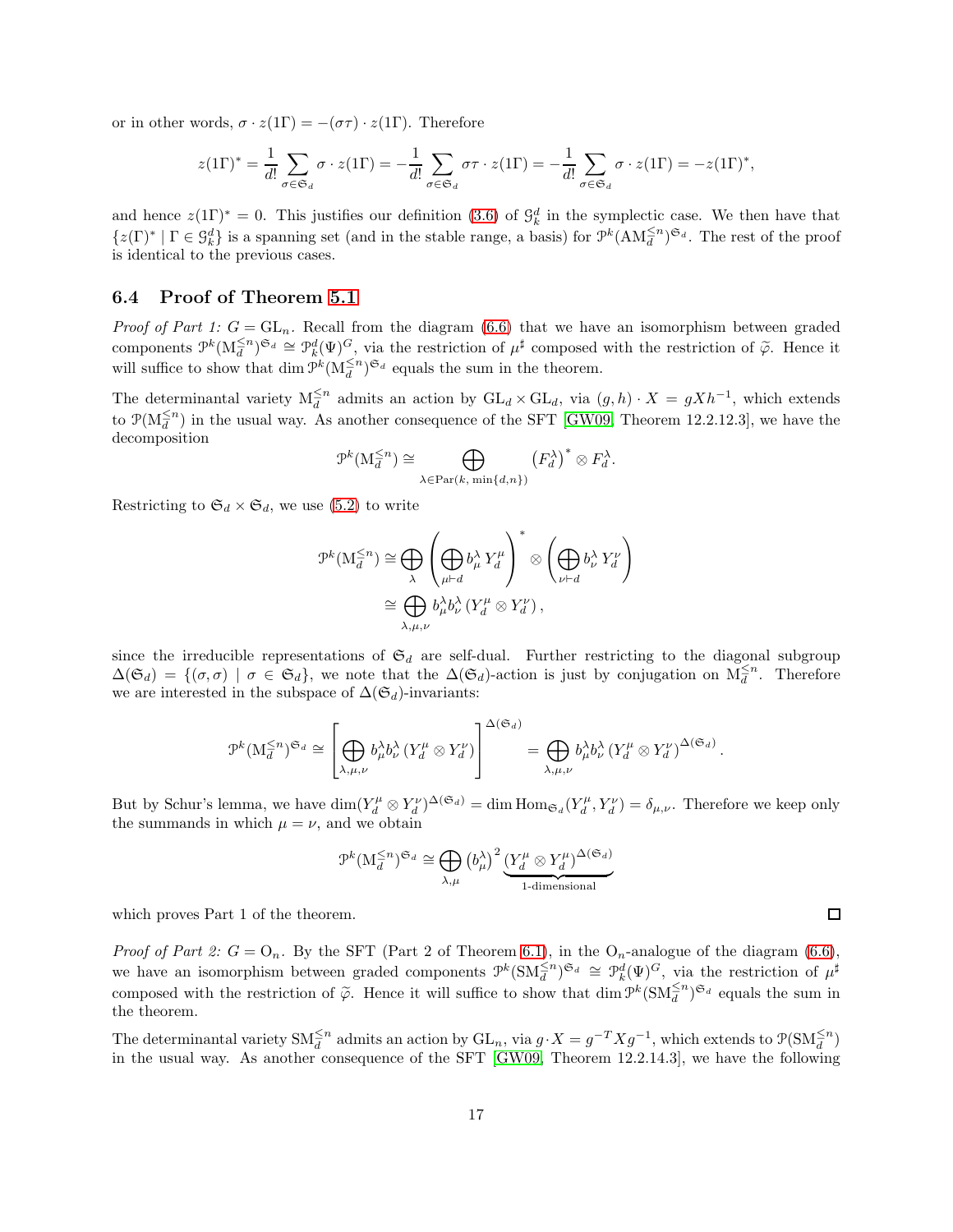or in other words, $\sigma \cdot z(1\Gamma) = -(\sigma\tau) \cdot z(1\Gamma)$. Therefore

$$z(1\Gamma)^* = \frac{1}{d!} \sum_{\sigma \in \mathfrak{S}_d} \sigma \cdot z(1\Gamma) = -\frac{1}{d!} \sum_{\sigma \in \mathfrak{S}_d} \sigma\tau \cdot z(1\Gamma) = -\frac{1}{d!} \sum_{\sigma \in \mathfrak{S}_d} \sigma \cdot z(1\Gamma) = -z(1\Gamma)^*,$$

and hence $z(1\Gamma)^* = 0$. This justifies our definition (3.6) of $\mathcal{G}_k^d$ in the symplectic case. We then have that $\{z(\Gamma)^* \mid \Gamma \in \mathcal{G}_k^d\}$ is a spanning set (and in the stable range, a basis) for $\mathcal{P}^k(\mathrm{AM}_d^{\leq n})^{\mathfrak{S}_d}$. The rest of the proof is identical to the previous cases.

### 6.4 Proof of Theorem 5.1

*Proof of Part 1: $G = \mathrm{GL}_n$.* Recall from the diagram (6.6) that we have an isomorphism between graded components $\mathcal{P}^k(\mathrm{M}_d^{\leq n})^{\mathfrak{S}_d} \cong \mathcal{P}_k^d(\Psi)^G$, via the restriction of $\mu^\sharp$ composed with the restriction of $\widetilde{\varphi}$. Hence it will suffice to show that $\dim \mathcal{P}^k(\mathrm{M}_d^{\leq n})^{\mathfrak{S}_d}$ equals the sum in the theorem.

The determinantal variety $\mathrm{M}_d^{\leq n}$ admits an action by $\mathrm{GL}_d \times \mathrm{GL}_d$, via $(g,h) \cdot X = gXh^{-1}$, which extends to $\mathcal{P}(\mathrm{M}_d^{\leq n})$ in the usual way. As another consequence of the SFT [GW09, Theorem 12.2.12.3], we have the decomposition

$$\mathcal{P}^k(\mathrm{M}_d^{\leq n}) \cong \bigoplus_{\lambda \in \mathrm{Par}(k,\, \min\{d,n\})} \left(F_d^\lambda\right)^* \otimes F_d^\lambda.$$

Restricting to $\mathfrak{S}_d \times \mathfrak{S}_d$, we use (5.2) to write

$$\begin{aligned}
\mathcal{P}^k(\mathrm{M}_d^{\leq n}) &\cong \bigoplus_\lambda \left( \bigoplus_{\mu \vdash d} b_\mu^\lambda \, Y_d^\mu \right)^* \otimes \left( \bigoplus_{\nu \vdash d} b_\nu^\lambda \, Y_d^\nu \right) \\
&\cong \bigoplus_{\lambda,\mu,\nu} b_\mu^\lambda b_\nu^\lambda \left(Y_d^\mu \otimes Y_d^\nu\right),
\end{aligned}$$

since the irreducible representations of $\mathfrak{S}_d$ are self-dual. Further restricting to the diagonal subgroup $\Delta(\mathfrak{S}_d) = \{(\sigma,\sigma) \mid \sigma \in \mathfrak{S}_d\}$, we note that the $\Delta(\mathfrak{S}_d)$-action is just by conjugation on $\mathrm{M}_d^{\leq n}$. Therefore we are interested in the subspace of $\Delta(\mathfrak{S}_d)$-invariants:

$$\mathcal{P}^k(\mathrm{M}_d^{\leq n})^{\mathfrak{S}_d} \cong \left[ \bigoplus_{\lambda,\mu,\nu} b_\mu^\lambda b_\nu^\lambda \left(Y_d^\mu \otimes Y_d^\nu\right) \right]^{\Delta(\mathfrak{S}_d)} = \bigoplus_{\lambda,\mu,\nu} b_\mu^\lambda b_\nu^\lambda \left(Y_d^\mu \otimes Y_d^\nu\right)^{\Delta(\mathfrak{S}_d)}.$$

But by Schur's lemma, we have $\dim (Y_d^\mu \otimes Y_d^\nu)^{\Delta(\mathfrak{S}_d)} = \dim \mathrm{Hom}_{\mathfrak{S}_d}(Y_d^\mu, Y_d^\nu) = \delta_{\mu,\nu}$. Therefore we keep only the summands in which $\mu = \nu$, and we obtain

$$\mathcal{P}^k(\mathrm{M}_d^{\leq n})^{\mathfrak{S}_d} \cong \bigoplus_{\lambda,\mu} \left(b_\mu^\lambda\right)^2 \underbrace{\left(Y_d^\mu \otimes Y_d^\mu\right)^{\Delta(\mathfrak{S}_d)}}_{\text{1-dimensional}}$$

which proves Part 1 of the theorem. □

*Proof of Part 2: $G = \mathrm{O}_n$.* By the SFT (Part 2 of Theorem 6.1), in the $\mathrm{O}_n$-analogue of the diagram (6.6), we have an isomorphism between graded components $\mathcal{P}^k(\mathrm{SM}_d^{\leq n})^{\mathfrak{S}_d} \cong \mathcal{P}_k^d(\Psi)^G$, via the restriction of $\mu^\sharp$ composed with the restriction of $\widetilde{\varphi}$. Hence it will suffice to show that $\dim \mathcal{P}^k(\mathrm{SM}_d^{\leq n})^{\mathfrak{S}_d}$ equals the sum in the theorem.

The determinantal variety $\mathrm{SM}_d^{\leq n}$ admits an action by $\mathrm{GL}_n$, via $g \cdot X = g^{-T} X g^{-1}$, which extends to $\mathcal{P}(\mathrm{SM}_d^{\leq n})$ in the usual way. As another consequence of the SFT [GW09, Theorem 12.2.14.3], we have the following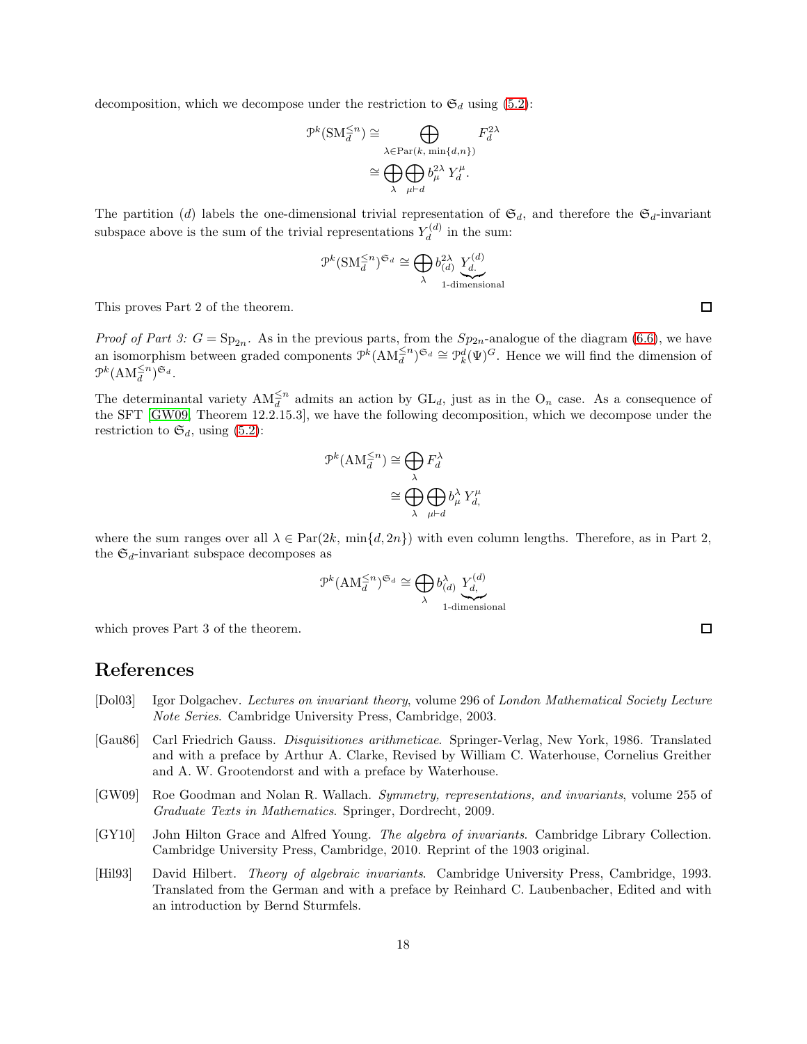decomposition, which we decompose under the restriction to $\mathfrak{S}_d$ using (5.2):

$$\begin{aligned}
\mathcal{P}^k(\mathrm{SM}_d^{\le n}) &\cong \bigoplus_{\lambda \in \mathrm{Par}(k,\, \min\{d,n\})} F_d^{2\lambda} \\
&\cong \bigoplus_{\lambda} \bigoplus_{\mu \vdash d} b_\mu^{2\lambda}\, Y_d^\mu.
\end{aligned}$$

The partition $(d)$ labels the one-dimensional trivial representation of $\mathfrak{S}_d$, and therefore the $\mathfrak{S}_d$-invariant subspace above is the sum of the trivial representations $Y_d^{(d)}$ in the sum:

$$\mathcal{P}^k(\mathrm{SM}_d^{\le n})^{\mathfrak{S}_d} \cong \bigoplus_{\lambda} b_{(d)}^{2\lambda} \underbrace{Y_{d.}^{(d)}}_{\text{1-dimensional}}$$

This proves Part 2 of the theorem. ◻

*Proof of Part 3:* $G = \mathrm{Sp}_{2n}$. As in the previous parts, from the $Sp_{2n}$-analogue of the diagram (6.6), we have an isomorphism between graded components $\mathcal{P}^k(\mathrm{AM}_d^{\le n})^{\mathfrak{S}_d} \cong \mathcal{P}_k^d(\Psi)^G$. Hence we will find the dimension of $\mathcal{P}^k(\mathrm{AM}_d^{\le n})^{\mathfrak{S}_d}$.

The determinantal variety $\mathrm{AM}_d^{\le n}$ admits an action by $\mathrm{GL}_d$, just as in the $\mathrm{O}_n$ case. As a consequence of the SFT [GW09, Theorem 12.2.15.3], we have the following decomposition, which we decompose under the restriction to $\mathfrak{S}_d$, using (5.2):

$$\begin{aligned}
\mathcal{P}^k(\mathrm{AM}_d^{\le n}) &\cong \bigoplus_{\lambda} F_d^{\lambda} \\
&\cong \bigoplus_{\lambda} \bigoplus_{\mu \vdash d} b_\mu^{\lambda}\, Y_{d,}^\mu
\end{aligned}$$

where the sum ranges over all $\lambda \in \mathrm{Par}(2k,\, \min\{d, 2n\})$ with even column lengths. Therefore, as in Part 2, the $\mathfrak{S}_d$-invariant subspace decomposes as

$$\mathcal{P}^k(\mathrm{AM}_d^{\le n})^{\mathfrak{S}_d} \cong \bigoplus_{\lambda} b_{(d)}^{\lambda} \underbrace{Y_{d,}^{(d)}}_{\text{1-dimensional}}$$

which proves Part 3 of the theorem. ◻

# References

[Dol03] Igor Dolgachev. *Lectures on invariant theory*, volume 296 of *London Mathematical Society Lecture Note Series*. Cambridge University Press, Cambridge, 2003.

[Gau86] Carl Friedrich Gauss. *Disquisitiones arithmeticae*. Springer-Verlag, New York, 1986. Translated and with a preface by Arthur A. Clarke, Revised by William C. Waterhouse, Cornelius Greither and A. W. Grootendorst and with a preface by Waterhouse.

[GW09] Roe Goodman and Nolan R. Wallach. *Symmetry, representations, and invariants*, volume 255 of *Graduate Texts in Mathematics*. Springer, Dordrecht, 2009.

[GY10] John Hilton Grace and Alfred Young. *The algebra of invariants*. Cambridge Library Collection. Cambridge University Press, Cambridge, 2010. Reprint of the 1903 original.

[Hil93] David Hilbert. *Theory of algebraic invariants*. Cambridge University Press, Cambridge, 1993. Translated from the German and with a preface by Reinhard C. Laubenbacher, Edited and with an introduction by Bernd Sturmfels.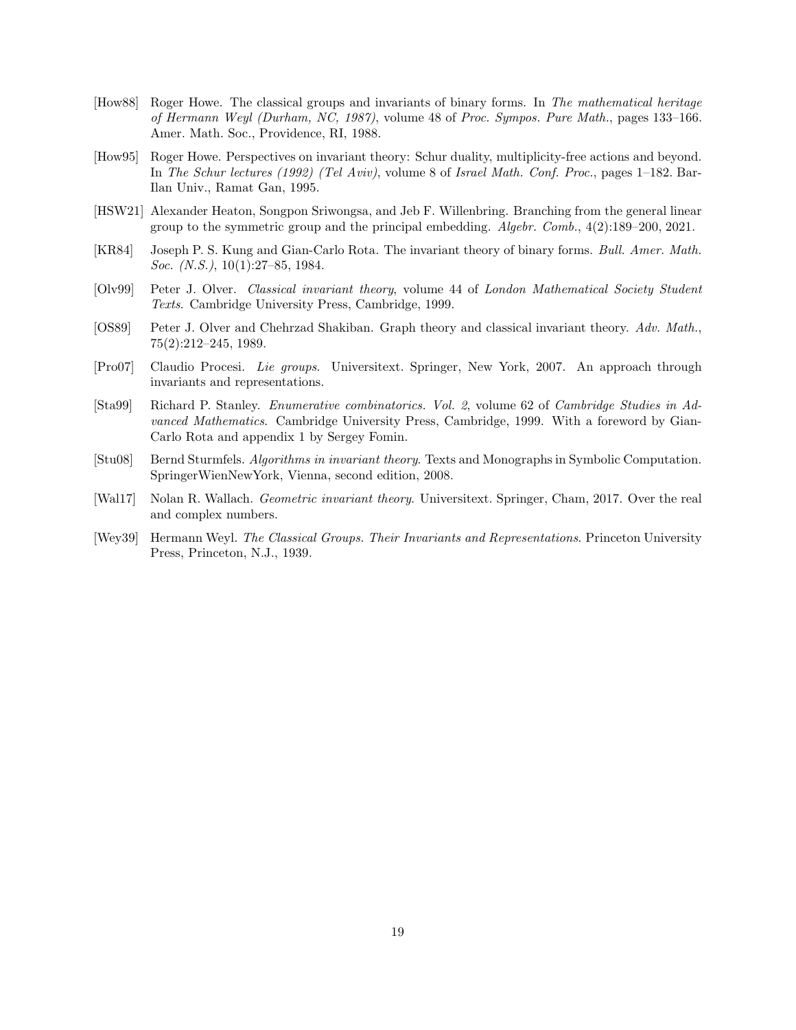[How88] Roger Howe. The classical groups and invariants of binary forms. In *The mathematical heritage of Hermann Weyl (Durham, NC, 1987)*, volume 48 of *Proc. Sympos. Pure Math.*, pages 133–166. Amer. Math. Soc., Providence, RI, 1988.

[How95] Roger Howe. Perspectives on invariant theory: Schur duality, multiplicity-free actions and beyond. In *The Schur lectures (1992) (Tel Aviv)*, volume 8 of *Israel Math. Conf. Proc.*, pages 1–182. Bar-Ilan Univ., Ramat Gan, 1995.

[HSW21] Alexander Heaton, Songpon Sriwongsa, and Jeb F. Willenbring. Branching from the general linear group to the symmetric group and the principal embedding. *Algebr. Comb.*, 4(2):189–200, 2021.

[KR84] Joseph P. S. Kung and Gian-Carlo Rota. The invariant theory of binary forms. *Bull. Amer. Math. Soc. (N.S.)*, 10(1):27–85, 1984.

[Olv99] Peter J. Olver. *Classical invariant theory*, volume 44 of *London Mathematical Society Student Texts*. Cambridge University Press, Cambridge, 1999.

[OS89] Peter J. Olver and Chehrzad Shakiban. Graph theory and classical invariant theory. *Adv. Math.*, 75(2):212–245, 1989.

[Pro07] Claudio Procesi. *Lie groups*. Universitext. Springer, New York, 2007. An approach through invariants and representations.

[Sta99] Richard P. Stanley. *Enumerative combinatorics. Vol. 2*, volume 62 of *Cambridge Studies in Advanced Mathematics*. Cambridge University Press, Cambridge, 1999. With a foreword by Gian-Carlo Rota and appendix 1 by Sergey Fomin.

[Stu08] Bernd Sturmfels. *Algorithms in invariant theory*. Texts and Monographs in Symbolic Computation. SpringerWienNewYork, Vienna, second edition, 2008.

[Wal17] Nolan R. Wallach. *Geometric invariant theory*. Universitext. Springer, Cham, 2017. Over the real and complex numbers.

[Wey39] Hermann Weyl. *The Classical Groups. Their Invariants and Representations*. Princeton University Press, Princeton, N.J., 1939.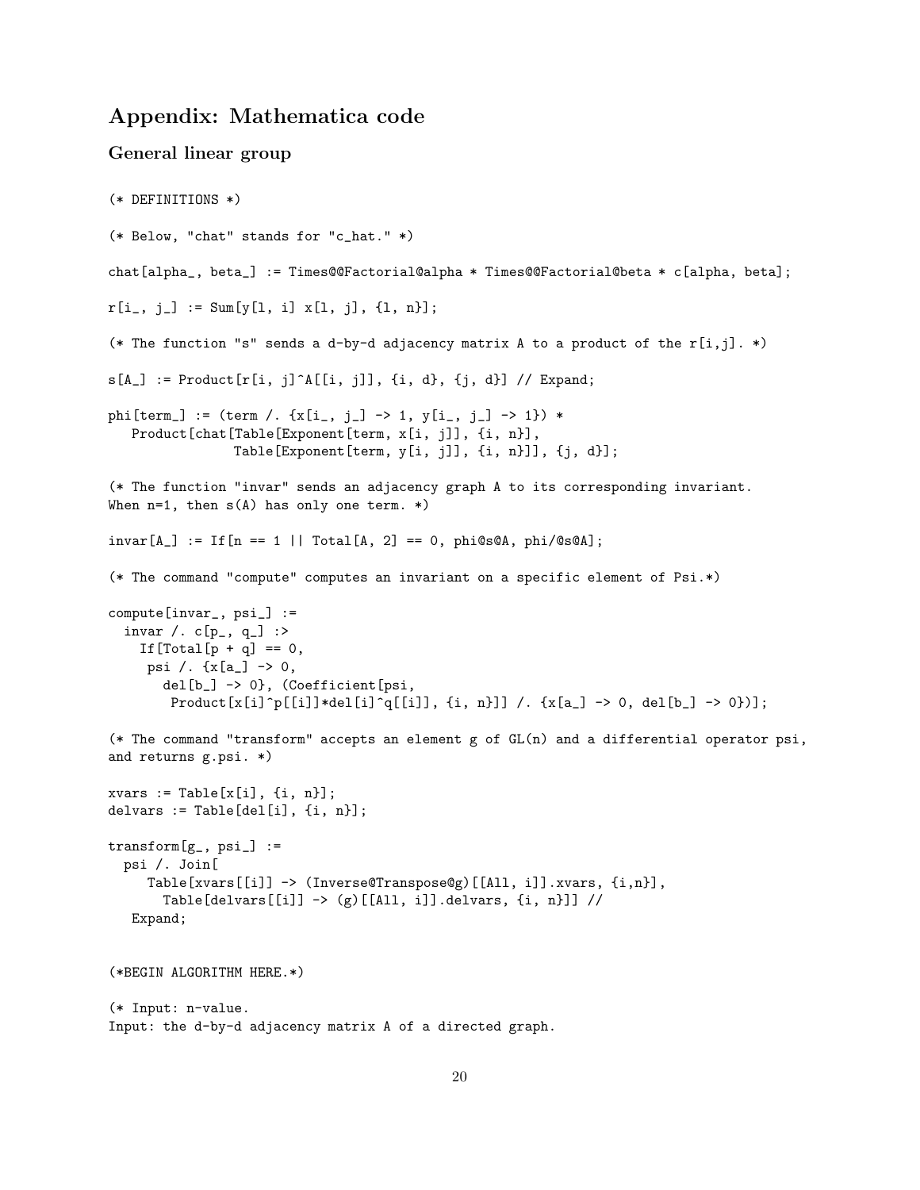## Appendix: Mathematica code

### General linear group

```
(* DEFINITIONS *)

(* Below, "chat" stands for "c_hat." *)

chat[alpha_, beta_] := Times@@Factorial@alpha * Times@@Factorial@beta * c[alpha, beta];

r[i_, j_] := Sum[y[l, i] x[l, j], {l, n}];

(* The function "s" sends a d-by-d adjacency matrix A to a product of the r[i,j]. *)

s[A_] := Product[r[i, j]^A[[i, j]], {i, d}, {j, d}] // Expand;

phi[term_] := (term /. {x[i_, j_] -> 1, y[i_, j_] -> 1}) *
   Product[chat[Table[Exponent[term, x[i, j]], {i, n}],
                Table[Exponent[term, y[i, j]], {i, n}]], {j, d}];

(* The function "invar" sends an adjacency graph A to its corresponding invariant.
When n=1, then s(A) has only one term. *)

invar[A_] := If[n == 1 || Total[A, 2] == 0, phi@s@A, phi/@s@A];

(* The command "compute" computes an invariant on a specific element of Psi.*)

compute[invar_, psi_] :=
  invar /. c[p_, q_] :>
    If[Total[p + q] == 0,
     psi /. {x[a_] -> 0,
       del[b_] -> 0}, (Coefficient[psi,
        Product[x[i]^p[[i]]*del[i]^q[[i]], {i, n}]] /. {x[a_] -> 0, del[b_] -> 0})];

(* The command "transform" accepts an element g of GL(n) and a differential operator psi,
and returns g.psi. *)

xvars := Table[x[i], {i, n}];
delvars := Table[del[i], {i, n}];

transform[g_, psi_] :=
  psi /. Join[
     Table[xvars[[i]] -> (Inverse@Transpose@g)[[All, i]].xvars, {i,n}],
       Table[delvars[[i]] -> (g)[[All, i]].delvars, {i, n}]] //
   Expand;


(*BEGIN ALGORITHM HERE.*)

(* Input: n-value.
Input: the d-by-d adjacency matrix A of a directed graph.
```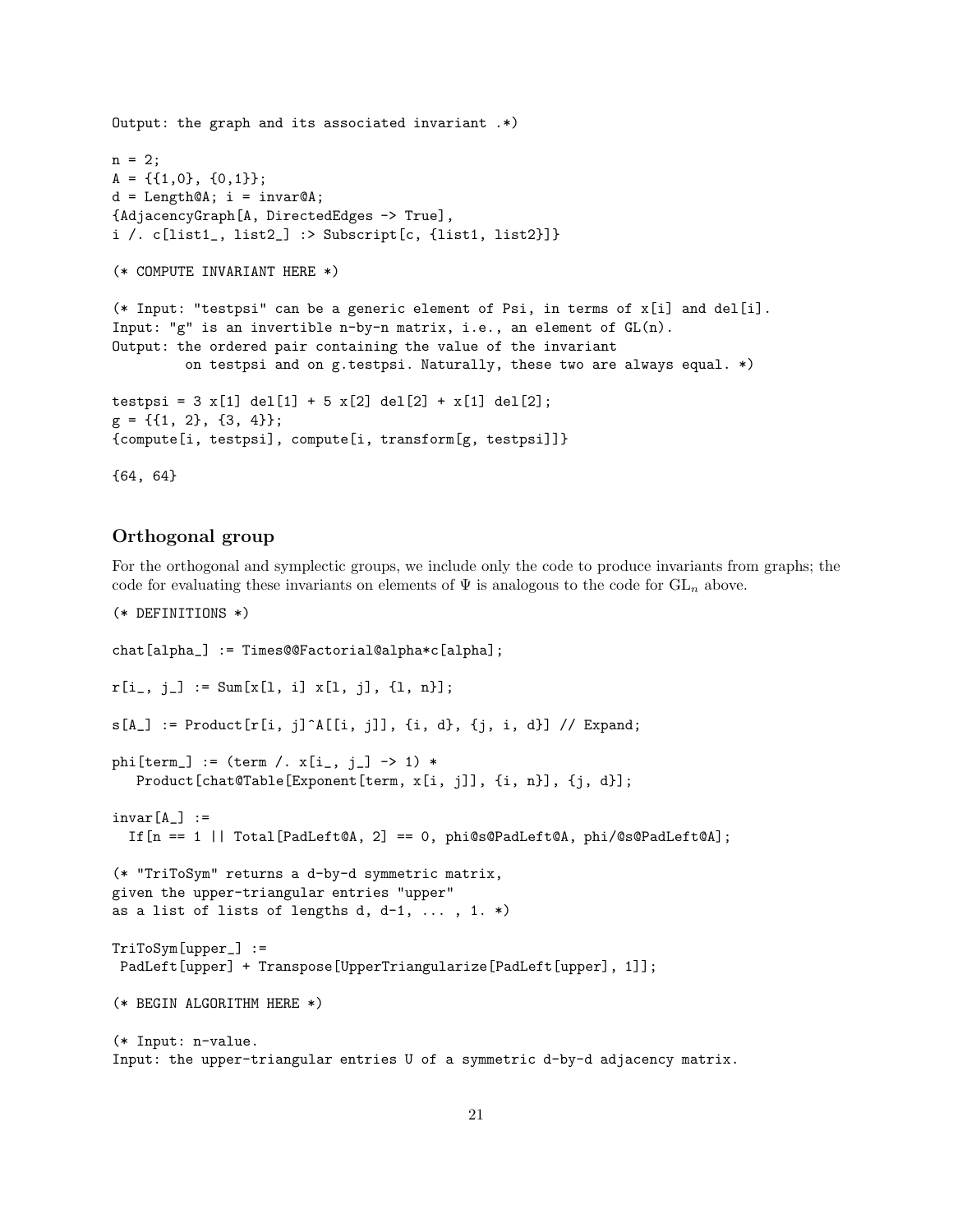```
Output: the graph and its associated invariant .*)

n = 2;
A = {{1,0}, {0,1}};
d = Length@A; i = invar@A;
{AdjacencyGraph[A, DirectedEdges -> True],
i /. c[list1_, list2_] :> Subscript[c, {list1, list2}]}

(* COMPUTE INVARIANT HERE *)

(* Input: "testpsi" can be a generic element of Psi, in terms of x[i] and del[i].
Input: "g" is an invertible n-by-n matrix, i.e., an element of GL(n).
Output: the ordered pair containing the value of the invariant
        on testpsi and on g.testpsi. Naturally, these two are always equal. *)

testpsi = 3 x[1] del[1] + 5 x[2] del[2] + x[1] del[2];
g = {{1, 2}, {3, 4}};
{compute[i, testpsi], compute[i, transform[g, testpsi]]}

{64, 64}
```

### Orthogonal group

For the orthogonal and symplectic groups, we include only the code to produce invariants from graphs; the code for evaluating these invariants on elements of $\Psi$ is analogous to the code for $\mathrm{GL}_n$ above.

```
(* DEFINITIONS *)

chat[alpha_] := Times@@Factorial@alpha*c[alpha];

r[i_, j_] := Sum[x[l, i] x[l, j], {l, n}];

s[A_] := Product[r[i, j]^A[[i, j]], {i, d}, {j, i, d}] // Expand;

phi[term_] := (term /. x[i_, j_] -> 1) *
   Product[chat@Table[Exponent[term, x[i, j]], {i, n}], {j, d}];

invar[A_] :=
  If[n == 1 || Total[PadLeft@A, 2] == 0, phi@s@PadLeft@A, phi/@s@PadLeft@A];

(* "TriToSym" returns a d-by-d symmetric matrix,
given the upper-triangular entries "upper"
as a list of lists of lengths d, d-1, ... , 1. *)

TriToSym[upper_] :=
 PadLeft[upper] + Transpose[UpperTriangularize[PadLeft[upper], 1]];

(* BEGIN ALGORITHM HERE *)

(* Input: n-value.
Input: the upper-triangular entries U of a symmetric d-by-d adjacency matrix.
```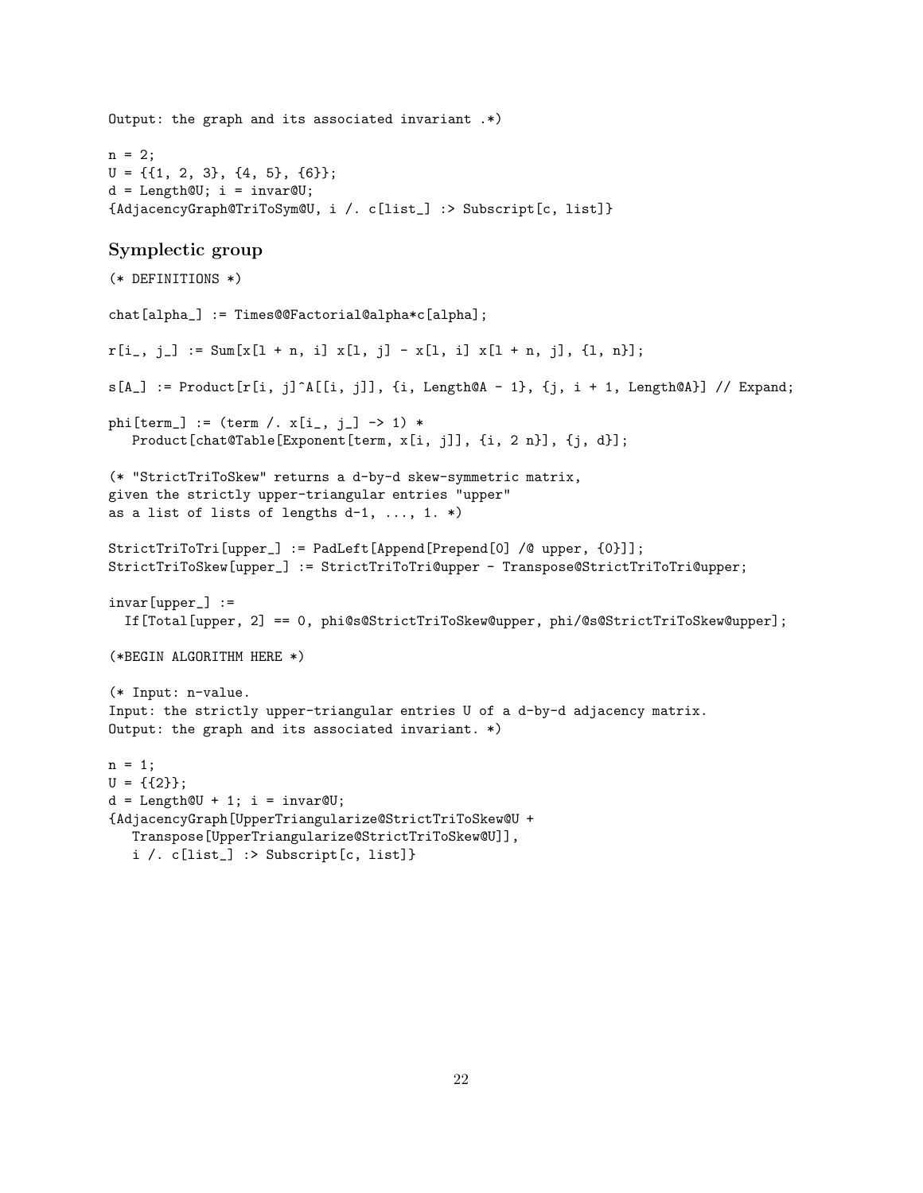```
Output: the graph and its associated invariant .*)

n = 2;
U = {{1, 2, 3}, {4, 5}, {6}};
d = Length@U; i = invar@U;
{AdjacencyGraph@TriToSym@U, i /. c[list_] :> Subscript[c, list]}
```

## Symplectic group

```
(* DEFINITIONS *)

chat[alpha_] := Times@@Factorial@alpha*c[alpha];

r[i_, j_] := Sum[x[l + n, i] x[l, j] - x[l, i] x[l + n, j], {l, n}];

s[A_] := Product[r[i, j]^A[[i, j]], {i, Length@A - 1}, {j, i + 1, Length@A}] // Expand;

phi[term_] := (term /. x[i_, j_] -> 1) *
   Product[chat@Table[Exponent[term, x[i, j]], {i, 2 n}], {j, d}];

(* "StrictTriToSkew" returns a d-by-d skew-symmetric matrix,
given the strictly upper-triangular entries "upper"
as a list of lists of lengths d-1, ..., 1. *)

StrictTriToTri[upper_] := PadLeft[Append[Prepend[0] /@ upper, {0}]];
StrictTriToSkew[upper_] := StrictTriToTri@upper - Transpose@StrictTriToTri@upper;

invar[upper_] :=
  If[Total[upper, 2] == 0, phi@s@StrictTriToSkew@upper, phi/@s@StrictTriToSkew@upper];

(*BEGIN ALGORITHM HERE *)

(* Input: n-value.
Input: the strictly upper-triangular entries U of a d-by-d adjacency matrix.
Output: the graph and its associated invariant. *)

n = 1;
U = {{2}};
d = Length@U + 1; i = invar@U;
{AdjacencyGraph[UpperTriangularize@StrictTriToSkew@U +
   Transpose[UpperTriangularize@StrictTriToSkew@U]],
   i /. c[list_] :> Subscript[c, list]}
```